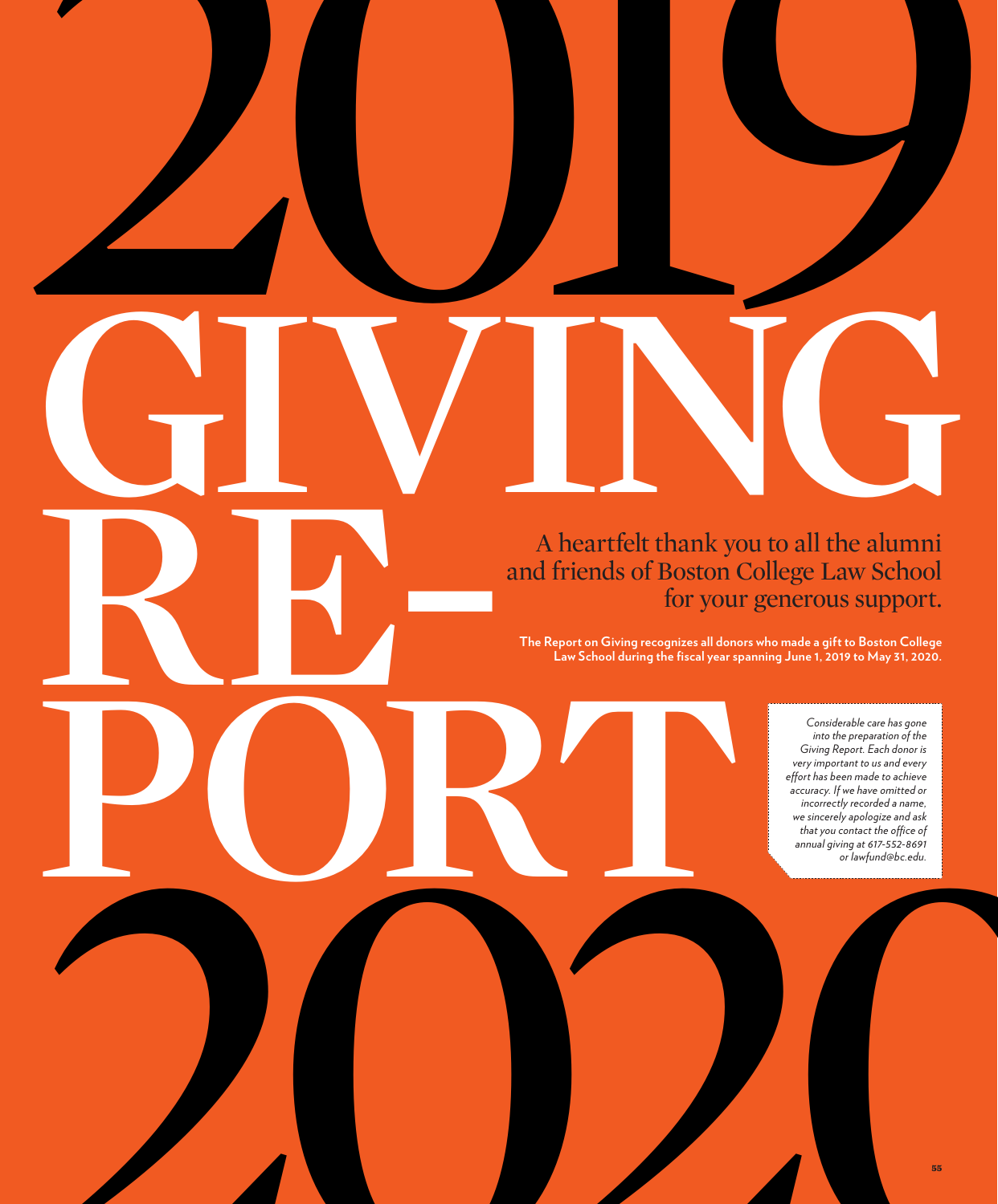# 2019 GIVING REPORT 2020

A heartfelt thank you to all the alumni and friends of Boston College Law School for your generous support.

**The Report on Giving recognizes all donors who made a gift to Boston College Law School during the fiscal year spanning June 1, 2019 to May 31, 2020.**

*Considerable care has gone into the preparation of the Giving Report. Each donor is very important to us and every effort has been made to achieve accuracy. If we have omitted or incorrectly recorded a name, we sincerely apologize and ask that you contact the office of annual giving at 617-552-8691 or lawfund@bc.edu.*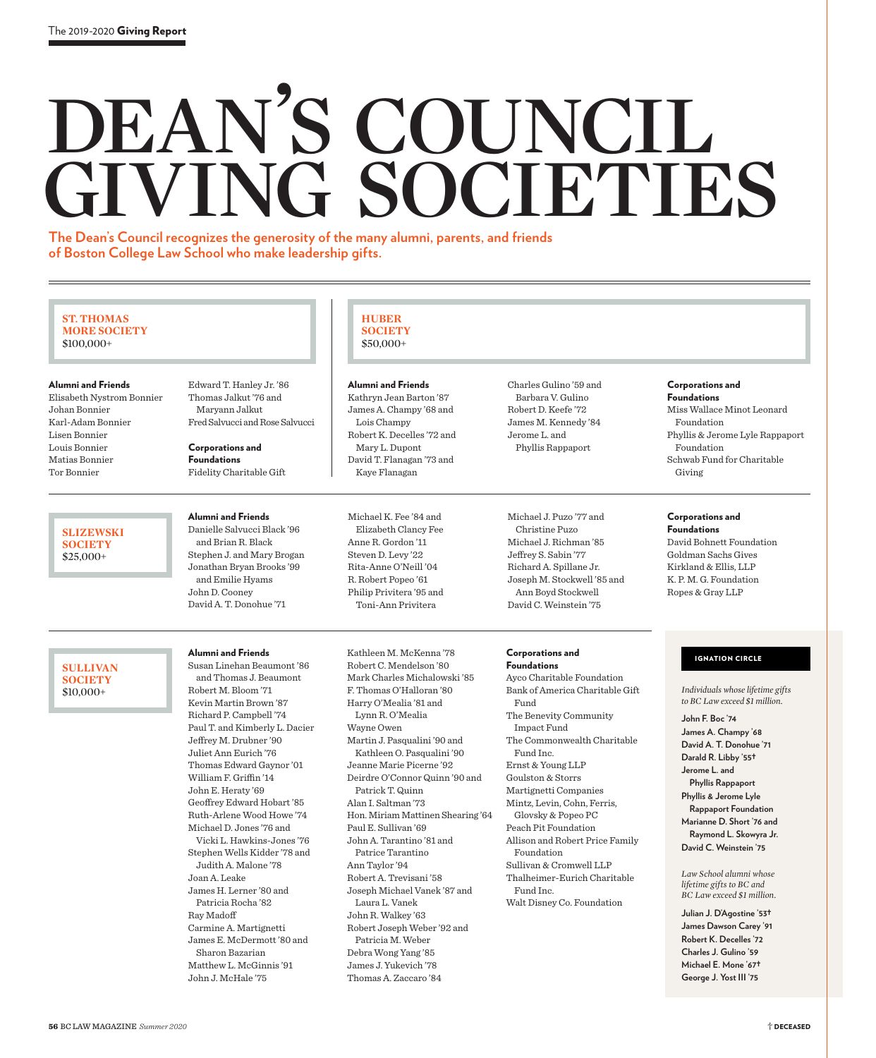# DEAN'S COUNCIL GIVING SOCIETIES

**The Dean's Council recognizes the generosity of the many alumni, parents, and friends of Boston College Law School who make leadership gifts.**

## ST. THOMAS MORE SOCIETY
$100,000+

**Alumni and Friends**

Elisabeth Nystrom Bonnier
Johan Bonnier
Karl-Adam Bonnier
Lisen Bonnier
Louis Bonnier
Matias Bonnier
Tor Bonnier
Edward T. Hanley Jr. '86
Thomas Jalkut '76 and Maryann Jalkut
Fred Salvucci and Rose Salvucci

**Corporations and Foundations**

Fidelity Charitable Gift

## HUBER SOCIETY
$50,000+

**Alumni and Friends**

Kathryn Jean Barton '87
James A. Champy '68 and Lois Champy
Robert K. Decelles '72 and Mary L. Dupont
David T. Flanagan '73 and Kaye Flanagan
Charles Gulino '59 and Barbara V. Gulino
Robert D. Keefe '72
James M. Kennedy '84
Jerome L. and Phyllis Rappaport

**Corporations and Foundations**

Miss Wallace Minot Leonard Foundation
Phyllis & Jerome Lyle Rappaport Foundation
Schwab Fund for Charitable Giving

## SLIZEWSKI SOCIETY
$25,000+

**Alumni and Friends**

Danielle Salvucci Black '96 and Brian R. Black
Stephen J. and Mary Brogan
Jonathan Bryan Brooks '99 and Emilie Hyams
John D. Cooney
David A. T. Donohue '71
Michael K. Fee '84 and Elizabeth Clancy Fee
Anne R. Gordon '11
Steven D. Levy '22
Rita-Anne O'Neill '04
R. Robert Popeo '61
Philip Privitera '95 and Toni-Ann Privitera
Michael J. Puzo '77 and Christine Puzo
Michael J. Richman '85
Jeffrey S. Sabin '77
Richard A. Spillane Jr.
Joseph M. Stockwell '85 and Ann Boyd Stockwell
David C. Weinstein '75

**Corporations and Foundations**

David Bohnett Foundation
Goldman Sachs Gives
Kirkland & Ellis, LLP
K. P. M. G. Foundation
Ropes & Gray LLP

## SULLIVAN SOCIETY
$10,000+

**Alumni and Friends**

Susan Linehan Beaumont '86 and Thomas J. Beaumont
Robert M. Bloom '71
Kevin Martin Brown '87
Richard P. Campbell '74
Paul T. and Kimberly L. Dacier
Jeffrey M. Drubner '90
Juliet Ann Eurich '76
Thomas Edward Gaynor '01
William F. Griffin '14
John E. Heraty '69
Geoffrey Edward Hobart '85
Ruth-Arlene Wood Howe '74
Michael D. Jones '76 and Vicki L. Hawkins-Jones '76
Stephen Wells Kidder '78 and Judith A. Malone '78
Joan A. Leake
James H. Lerner '80 and Patricia Rocha '82
Ray Madoff
Carmine A. Martignetti
James E. McDermott '80 and Sharon Bazarian
Matthew L. McGinnis '91
John J. McHale '75
Kathleen M. McKenna '78
Robert C. Mendelson '80
Mark Charles Michalowski '85
F. Thomas O'Halloran '80
Harry O'Mealia '81 and Lynn R. O'Mealia
Wayne Owen
Martin J. Pasqualini '90 and Kathleen O. Pasqualini '90
Jeanne Marie Picerne '92
Deirdre O'Connor Quinn '90 and Patrick T. Quinn
Alan I. Saltman '73
Hon. Miriam Mattinen Shearing '64
Paul E. Sullivan '69
John A. Tarantino '81 and Patrice Tarantino
Ann Taylor '94
Robert A. Trevisani '58
Joseph Michael Vanek '87 and Laura L. Vanek
John R. Walkey '63
Robert Joseph Weber '92 and Patricia M. Weber
Debra Wong Yang '85
James J. Yukevich '78
Thomas A. Zaccaro '84

**Corporations and Foundations**

Ayco Charitable Foundation
Bank of America Charitable Gift Fund
The Benevity Community Impact Fund
The Commonwealth Charitable Fund Inc.
Ernst & Young LLP
Goulston & Storrs
Martignetti Companies
Mintz, Levin, Cohn, Ferris, Glovsky & Popeo PC
Peach Pit Foundation
Allison and Robert Price Family Foundation
Sullivan & Cromwell LLP
Thalheimer-Eurich Charitable Fund Inc.
Walt Disney Co. Foundation

## IGNATION CIRCLE

*Individuals whose lifetime gifts to BC Law exceed $1 million.*

**John F. Boc '74**
**James A. Champy '68**
**David A. T. Donohue '71**
**Darald R. Libby '55†**
**Jerome L. and Phyllis Rappaport**
**Phyllis & Jerome Lyle Rappaport Foundation**
**Marianne D. Short '76 and Raymond L. Skowyra Jr.**
**David C. Weinstein '75**

*Law School alumni whose lifetime gifts to BC and BC Law exceed $1 million.*

**Julian J. D'Agostine '53†**
**James Dawson Carey '91**
**Robert K. Decelles '72**
**Charles J. Gulino '59**
**Michael E. Mone '67†**
**George J. Yost III '75**

† DECEASED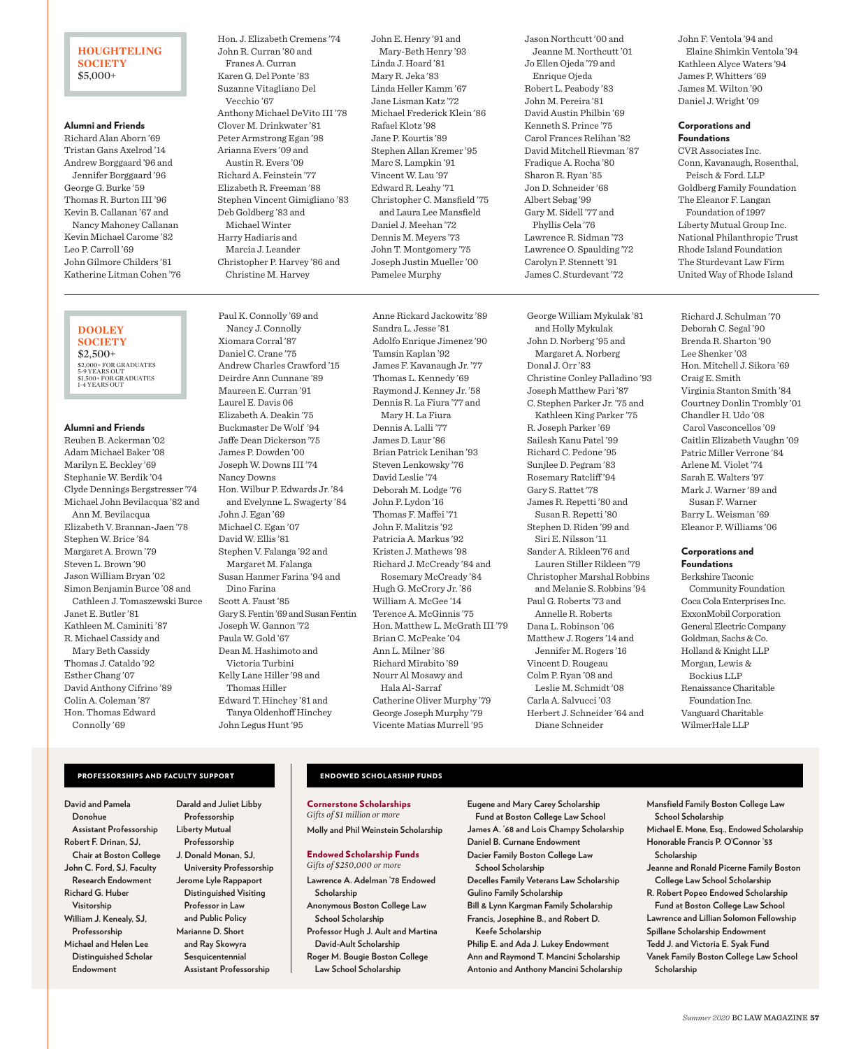## HOUGHTELING SOCIETY
$5,000+

### Alumni and Friends

Richard Alan Aborn '69
Tristan Gans Axelrod '14
Andrew Borggaard '96 and Jennifer Borggaard '96
George G. Burke '59
Thomas R. Burton III '96
Kevin B. Callanan '67 and Nancy Mahoney Callanan
Kevin Michael Carome '82
Leo P. Carroll '69
John Gilmore Childers '81
Katherine Litman Cohen '76
Hon. J. Elizabeth Cremens '74
John R. Curran '80 and Franes A. Curran
Karen G. Del Ponte '83
Suzanne Vitagliano Del Vecchio '67
Anthony Michael DeVito III '78
Clover M. Drinkwater '81
Peter Armstrong Egan '98
Arianna Evers '09 and Austin R. Evers '09
Richard A. Feinstein '77
Elizabeth R. Freeman '88
Stephen Vincent Gimigliano '83
Deb Goldberg '83 and Michael Winter
Harry Hadiaris and Marcia J. Leander
Christopher P. Harvey '86 and Christine M. Harvey
John E. Henry '91 and Mary-Beth Henry '93
Linda J. Hoard '81
Mary R. Jeka '83
Linda Heller Kamm '67
Jane Lisman Katz '72
Michael Frederick Klein '86
Rafael Klotz '98
Jane P. Kourtis '89
Stephen Allan Kremer '95
Marc S. Lampkin '91
Vincent W. Lau '97
Edward R. Leahy '71
Christopher C. Mansfield '75 and Laura Lee Mansfield
Daniel J. Meehan '72
Dennis M. Meyers '73
John T. Montgomery '75
Joseph Justin Mueller '00
Pamelee Murphy
Jason Northcutt '00 and Jeanne M. Northcutt '01
Jo Ellen Ojeda '79 and Enrique Ojeda
Robert L. Peabody '83
John M. Pereira '81
David Austin Philbin '69
Kenneth S. Prince '75
Carol Frances Relihan '82
David Mitchell Rievman '87
Fradique A. Rocha '80
Sharon R. Ryan '85
Jon D. Schneider '68
Albert Sebag '99
Gary M. Sidell '77 and Phyllis Cela '76
Lawrence R. Sidman '73
Lawrence O. Spaulding '72
Carolyn P. Stennett '91
James C. Sturdevant '72
John F. Ventola '94 and Elaine Shimkin Ventola '94
Kathleen Alyce Waters '94
James P. Whitters '69
James M. Wilton '90
Daniel J. Wright '09

### Corporations and Foundations

CVR Associates Inc.
Conn, Kavanaugh, Rosenthal, Peisch & Ford. LLP
Goldberg Family Foundation
The Eleanor F. Langan Foundation of 1997
Liberty Mutual Group Inc.
National Philanthropic Trust
Rhode Island Foundation
The Sturdevant Law Firm
United Way of Rhode Island

## DOOLEY SOCIETY
$2,500+
$2,000+ FOR GRADUATES 5-9 YEARS OUT
$1,500+ FOR GRADUATES 1-4 YEARS OUT

### Alumni and Friends

Reuben B. Ackerman '02
Adam Michael Baker '08
Marilyn E. Beckley '69
Stephanie W. Berdik '04
Clyde Dennings Bergstresser '74
Michael John Bevilacqua '82 and Ann M. Bevilacqua
Elizabeth V. Brannan-Jaen '78
Stephen W. Brice '84
Margaret A. Brown '79
Steven L. Brown '90
Jason William Bryan '02
Simon Benjamin Burce '08 and Cathleen J. Tomaszewski Burce
Janet E. Butler '81
Kathleen M. Caminiti '87
R. Michael Cassidy and Mary Beth Cassidy
Thomas J. Cataldo '92
Esther Chang '07
David Anthony Cifrino '89
Colin A. Coleman '87
Hon. Thomas Edward Connolly '69
Paul K. Connolly '69 and Nancy J. Connolly
Xiomara Corral '87
Daniel C. Crane '75
Andrew Charles Crawford '15
Deirdre Ann Cunnane '89
Maureen E. Curran '91
Laurel E. Davis 06
Elizabeth A. Deakin '75
Buckmaster De Wolf '94
Jaffe Dean Dickerson '75
James P. Dowden '00
Joseph W. Downs III '74
Nancy Downs
Hon. Wilbur P. Edwards Jr. '84 and Evelynne L. Swagerty '84
John J. Egan '69
Michael C. Egan '07
David W. Ellis '81
Stephen V. Falanga '92 and Margaret M. Falanga
Susan Hanmer Farina '94 and Dino Farina
Scott A. Faust '85
Gary S. Fentin '69 and Susan Fentin
Joseph W. Gannon '72
Paula W. Gold '67
Dean M. Hashimoto and Victoria Turbini
Kelly Lane Hiller '98 and Thomas Hiller
Edward T. Hinchey '81 and Tanya Oldenhoff Hinchey
John Legus Hunt '95
Anne Rickard Jackowitz '89
Sandra L. Jesse '81
Adolfo Enrique Jimenez '90
Tamsin Kaplan '92
James F. Kavanaugh Jr. '77
Thomas L. Kennedy '69
Raymond J. Kenney Jr. '58
Dennis R. La Fiura '77 and Mary H. La Fiura
Dennis A. Lalli '77
James D. Laur '86
Brian Patrick Lenihan '93
Steven Lenkowsky '76
David Leslie '74
Deborah M. Lodge '76
John P. Lydon '16
Thomas F. Maffei '71
John F. Malitzis '92
Patricia A. Markus '92
Kristen J. Mathews '98
Richard J. McCready '84 and Rosemary McCready '84
Hugh G. McCrory Jr. '86
William A. McGee '14
Terence A. McGinnis '75
Hon. Matthew L. McGrath III '79
Brian C. McPeake '04
Ann L. Milner '86
Richard Mirabito '89
Nourr Al Mosawy and Hala Al-Sarraf
Catherine Oliver Murphy '79
George Joseph Murphy '79
Vicente Matias Murrell '95
George William Mykulak '81 and Holly Mykulak
John D. Norberg '95 and Margaret A. Norberg
Donal J. Orr '83
Christine Conley Palladino '93
Joseph Matthew Pari '87
C. Stephen Parker Jr. '75 and Kathleen King Parker '75
R. Joseph Parker '69
Sailesh Kanu Patel '99
Richard C. Pedone '95
Sunjlee D. Pegram '83
Rosemary Ratcliff '94
Gary S. Rattet '78
James R. Repetti '80 and Susan R. Repetti '80
Stephen D. Riden '99 and Siri E. Nilsson '11
Sander A. Rikleen'76 and Lauren Stiller Rikleen '79
Christopher Marshal Robbins and Melanie S. Robbins '94
Paul G. Roberts '73 and Annelle R. Roberts
Dana L. Robinson '06
Matthew J. Rogers '14 and Jennifer M. Rogers '16
Vincent D. Rougeau
Colm P. Ryan '08 and Leslie M. Schmidt '08
Carla A. Salvucci '03
Herbert J. Schneider '64 and Diane Schneider
Richard J. Schulman '70
Deborah C. Segal '90
Brenda R. Sharton '90
Lee Shenker '03
Hon. Mitchell J. Sikora '69
Craig E. Smith
Virginia Stanton Smith '84
Courtney Donlin Trombly '01
Chandler H. Udo '08
Carol Vasconcellos '09
Caitlin Elizabeth Vaughn '09
Patric Miller Verrone '84
Arlene M. Violet '74
Sarah E. Walters '97
Mark J. Warner '89 and Susan F. Warner
Barry L. Weisman '69
Eleanor P. Williams '06

### Corporations and Foundations

Berkshire Taconic Community Foundation
Coca Cola Enterprises Inc.
ExxonMobil Corporation
General Electric Company
Goldman, Sachs & Co.
Holland & Knight LLP
Morgan, Lewis & Bockius LLP
Renaissance Charitable Foundation Inc.
Vanguard Charitable
WilmerHale LLP

## PROFESSORSHIPS AND FACULTY SUPPORT

**David and Pamela Donohue Assistant Professorship**
**Robert F. Drinan, SJ, Chair at Boston College**
**John C. Ford, SJ, Faculty Research Endowment**
**Richard G. Huber Visitorship**
**William J. Kenealy, SJ, Professorship**
**Michael and Helen Lee Distinguished Scholar Endowment**
**Darald and Juliet Libby Professorship**
**Liberty Mutual Professorship**
**J. Donald Monan, SJ, University Professorship**
**Jerome Lyle Rappaport Distinguished Visiting Professor in Law and Public Policy**
**Marianne D. Short and Ray Skowyra Sesquicentennial Assistant Professorship**

## ENDOWED SCHOLARSHIP FUNDS

### Cornerstone Scholarships
*Gifts of $1 million or more*

**Molly and Phil Weinstein Scholarship**

### Endowed Scholarship Funds
*Gifts of $250,000 or more*

**Lawrence A. Adelman '78 Endowed Scholarship**
**Anonymous Boston College Law School Scholarship**
**Professor Hugh J. Ault and Martina David-Ault Scholarship**
**Roger M. Bougie Boston College Law School Scholarship**
**Eugene and Mary Carey Scholarship Fund at Boston College Law School**
**James A. '68 and Lois Champy Scholarship**
**Daniel B. Curnane Endowment**
**Dacier Family Boston College Law School Scholarship**
**Decelles Family Veterans Law Scholarship**
**Gulino Family Scholarship**
**Bill & Lynn Kargman Family Scholarship**
**Francis, Josephine B., and Robert D. Keefe Scholarship**
**Philip E. and Ada J. Lukey Endowment**
**Ann and Raymond T. Mancini Scholarship**
**Antonio and Anthony Mancini Scholarship**
**Mansfield Family Boston College Law School Scholarship**
**Michael E. Mone, Esq., Endowed Scholarship**
**Honorable Francis P. O'Connor '53 Scholarship**
**Jeanne and Ronald Picerne Family Boston College Law School Scholarship**
**R. Robert Popeo Endowed Scholarship Fund at Boston College Law School**
**Lawrence and Lillian Solomon Fellowship**
**Spillane Scholarship Endowment**
**Tedd J. and Victoria E. Syak Fund**
**Vanek Family Boston College Law School Scholarship**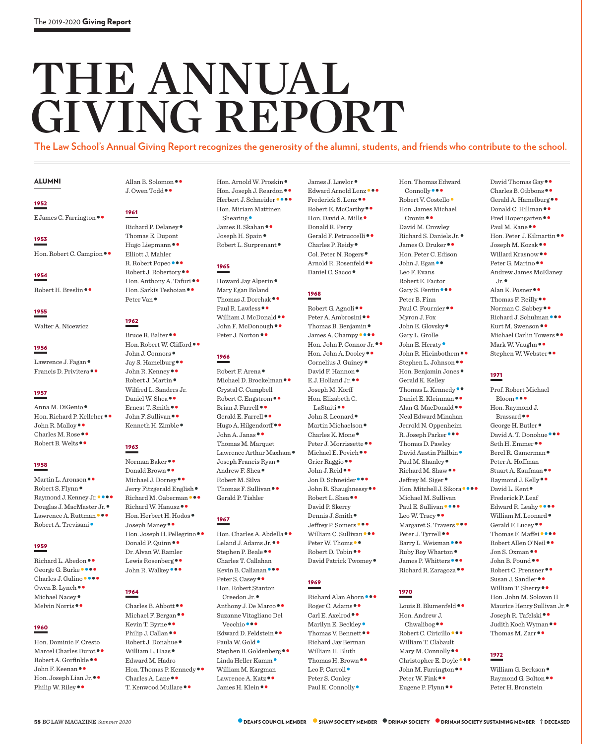# THE ANNUAL GIVING REPORT

**The Law School's Annual Giving Report recognizes the generosity of the alumni, students, and friends who contribute to the school.**

## ALUMNI

### 1952

EJames C. Farrington ●●

### 1953

Hon. Robert C. Campion ●●

### 1954

Robert H. Breslin ●●

### 1955

Walter A. Nicewicz

### 1956

Lawrence J. Fagan ●
Francis D. Privitera ●●

### 1957

Anna M. DiGenio ●
Hon. Richard P. Kelleher ●●
John R. Malloy ●●
Charles M. Rose ●●
Robert B. Welts ●●

### 1958

Martin L. Aronson ●●
Robert S. Flynn ●
Raymond J. Kenney Jr. ●●●●
Douglas J. MacMaster Jr. ●
Lawrence A. Ruttman ●●●
Robert A. Trevisani ●

### 1959

Richard L. Abedon ●●
George G. Burke ●●●●
Charles J. Gulino ●●●●
Owen B. Lynch ●●
Michael Nacey ●
Melvin Norris ●●

### 1960

Hon. Dominic F. Cresto
Marcel Charles Durot ●●
Robert A. Gorfinkle ●●
John F. Keenan ●●
Hon. Joseph Lian Jr. ●●
Philip W. Riley ●●
Allan B. Solomon ●●
J. Owen Todd ●●

### 1961

Richard P. Delaney ●
Thomas E. Dupont
Hugo Liepmann ●●
Elliott J. Mahler
R. Robert Popeo ●●●
Robert J. Robertory ●●
Hon. Anthony A. Tafuri ●●
Hon. Sarkis Teshoian ●●
Peter Van ●

### 1962

Bruce R. Balter ●●
Hon. Robert W. Clifford ●●
John J. Connors ●
Jay S. Hamelburg ●●
John R. Kenney ●●
Robert J. Martin ●
Wilfred L. Sanders Jr.
Daniel W. Shea ●●
Ernest T. Smith ●●
John F. Sullivan ●●
Kenneth H. Zimble ●

### 1963

Norman Baker ●●
Donald Brown ●●
Michael J. Dorney ●●
Jerry Fitzgerald English ●
Richard M. Gaberman ●●●
Richard W. Hanusz ●●
Hon. Herbert H. Hodos ●
Joseph Maney ●●
Hon. Joseph H. Pellegrino ●●
Donald P. Quinn ●●
Dr. Alvan W. Ramler
Lewis Rosenberg ●●
John R. Walkey ●●●

### 1964

Charles B. Abbott ●●
Michael F. Bergan ●●
Kevin T. Byrne ●●
Philip J. Callan ●●
Robert J. Donahue ●
William L. Haas ●
Edward M. Hadro
Hon. Thomas P. Kennedy ●●
Charles A. Lane ●●
T. Kenwood Mullare ●●
Hon. Arnold W. Proskin ●
Hon. Joseph J. Reardon ●●
Herbert J. Schneider ●●●●
Hon. Miriam Mattinen Shearing ●
James R. Skahan ●●
Joseph H. Spain ●
Robert L. Surprenant ●

### 1965

Howard Jay Alperin ●
Mary Egan Boland
Thomas J. Dorchak ●●
Paul R. Lawless ●●
William J. McDonald ●●
John F. McDonough ●●
Peter J. Norton ●●

### 1966

Robert F. Arena ●
Michael D. Brockelman ●●
Crystal C. Campbell
Robert C. Engstrom ●●
Brian J. Farrell ●●
Gerald E. Farrell ●●
Hugo A. Hilgendorff ●●
John A. Janas ●●
Thomas M. Marquet
Lawrence Arthur Maxham ●
Joseph Francis Ryan ●
Andrew F. Shea ●
Robert M. Silva
Thomas F. Sullivan ●●
Gerald P. Tishler

### 1967

Hon. Charles A. Abdella ●●
Leland J. Adams Jr. ●●
Stephen P. Beale ●●
Charles T. Callahan
Kevin B. Callanan ●●●
Peter S. Casey ●●
Hon. Robert Stanton Creedon Jr. ●
Anthony J. De Marco ●●
Suzanne Vitagliano Del Vecchio ●●●
Edward D. Feldstein ●●
Paula W. Gold ●
Stephen B. Goldenberg ●●
Linda Heller Kamm ●
William M. Kargman
Lawrence A. Katz ●●
James H. Klein ●●
James J. Lawlor ●
Edward Arnold Lenz ●●●
Frederick S. Lenz ●●
Robert E. McCarthy ●●
Hon. David A. Mills ●
Donald R. Perry
Gerald F. Petruccelli ●●
Charles P. Reidy ●
Col. Peter N. Rogers ●
Arnold R. Rosenfeld ●●
Daniel C. Sacco ●

### 1968

Robert G. Agnoli ●●
Peter A. Ambrosini ●●
Thomas B. Benjamin ●
James A. Champy ●●●●
Hon. John P. Connor Jr. ●●
Hon. John A. Dooley ●●
Cornelius J. Guiney ●
David F. Hannon ●
E.J. Holland Jr. ●●
Joseph M. Korff
Hon. Elizabeth C. LaStaiti ●●
John S. Leonard ●
Martin Michaelson ●
Charles K. Mone ●
Peter J. Morrissette ●●
Michael E. Povich ●●
Grier Raggio ●●
John J. Reid ●●
Jon D. Schneider ●●●
John R. Shaughnessy ●●
Robert L. Shea ●●
David P. Skerry
Dennis J. Smith ●
Jeffrey P. Somers ●●●
William C. Sullivan ●●●
Peter W. Thoms ●●
Robert D. Tobin ●●
David Patrick Twomey ●

### 1969

Richard Alan Aborn ●●●
Roger C. Adams ●●
Carl E. Axelrod ●●
Marilyn E. Beckley ●
Thomas V. Bennett ●●
Richard Jay Berman
William H. Bluth
Thomas H. Brown ●●
Leo P. Carroll ●
Peter S. Conley
Paul K. Connolly ●
Hon. Thomas Edward Connolly ●●●
Robert V. Costello ●
Hon. James Michael Cronin ●●
David M. Crowley
Richard S. Daniels Jr. ●
James O. Druker ●●
Hon. Peter C. Edison
John J. Egan ●●
Leo F. Evans
Robert E. Factor
Gary S. Fentin ●●●
Peter B. Finn
Paul C. Fournier ●●
Myron J. Fox
John E. Glovsky ●
Gary L. Grolle
John E. Heraty ●
John R. Hicinbothem ●●
Stephen L. Johnson ●●
Hon. Benjamin Jones ●
Gerald K. Kelley
Thomas L. Kennedy ●●
Daniel E. Kleinman ●●
Alan G. MacDonald ●●
Neal Edward Minahan
Jerrold N. Oppenheim
R. Joseph Parker ●●●
Thomas D. Pawley
David Austin Philbin ●
Paul M. Shanley ●
Richard M. Shaw ●●
Jeffrey M. Siger ●
Hon. Mitchell J. Sikora ●●●●
Michael M. Sullivan
Paul E. Sullivan ●●●●
Leo W. Tracy ●●
Margaret S. Travers ●●●
Peter J. Tyrrell ●●
Barry L. Weisman ●●●
Ruby Roy Wharton ●
James P. Whitters ●●●
Richard R. Zaragoza ●●

### 1970

Louis B. Blumenfeld ●●
Hon. Andrew J. Chwalibog ●●
Robert C. Ciricillo ●●●
William T. Clabault
Mary M. Connolly ●●
Christopher E. Doyle ●●●
John M. Farrington ●●
Peter W. Fink ●●
Eugene P. Flynn ●●
David Thomas Gay ●●
Charles B. Gibbons ●●
Gerald A. Hamelburg ●●
Donald C. Hillman ●●
Fred Hopengarten ●●
Paul M. Kane ●●
Hon. Peter J. Kilmartin ●●
Joseph M. Kozak ●●
Willard Krasnow ●●
Peter G. Marino ●●
Andrew James McElaney Jr. ●
Alan K. Posner ●●
Thomas F. Reilly ●●
Norman C. Sabbey ●●
Richard J. Schulman ●●●
Kurt M. Swenson ●●
Michael Carlin Towers ●●
Mark W. Vaughn ●●
Stephen W. Webster ●●

### 1971

Prof. Robert Michael Bloom ●●●
Hon. Raymond J. Brassard ●●
George H. Butler ●
David A. T. Donohue ●●●
Seth H. Emmer ●●
Berel R. Gamerman ●
Peter A. Hoffman
Stuart A. Kaufman ●●
Raymond J. Kelly ●●
David L. Kent ●
Frederick P. Leaf
Edward R. Leahy ●●●●
William M. Leonard ●
Gerald F. Lucey ●●
Thomas F. Maffei ●●●●
Robert Allen O'Neil ●●
Jon S. Oxman ●●
John B. Pound ●●
Robert C. Prensner ●●
Susan J. Sandler ●●
William T. Sherry ●●
Hon. John M. Solovan II
Maurice Henry Sullivan Jr. ●
Joseph R. Tafelski ●●
Judith Koch Wyman ●●
Thomas M. Zarr ●●

### 1972

William G. Berkson ●
Raymond G. Bolton ●●
Peter H. Bronstein

● DEAN'S COUNCIL MEMBER ● SHAW SOCIETY MEMBER ● DRINAN SOCIETY ● DRINAN SOCIETY SUSTAINING MEMBER † DECEASED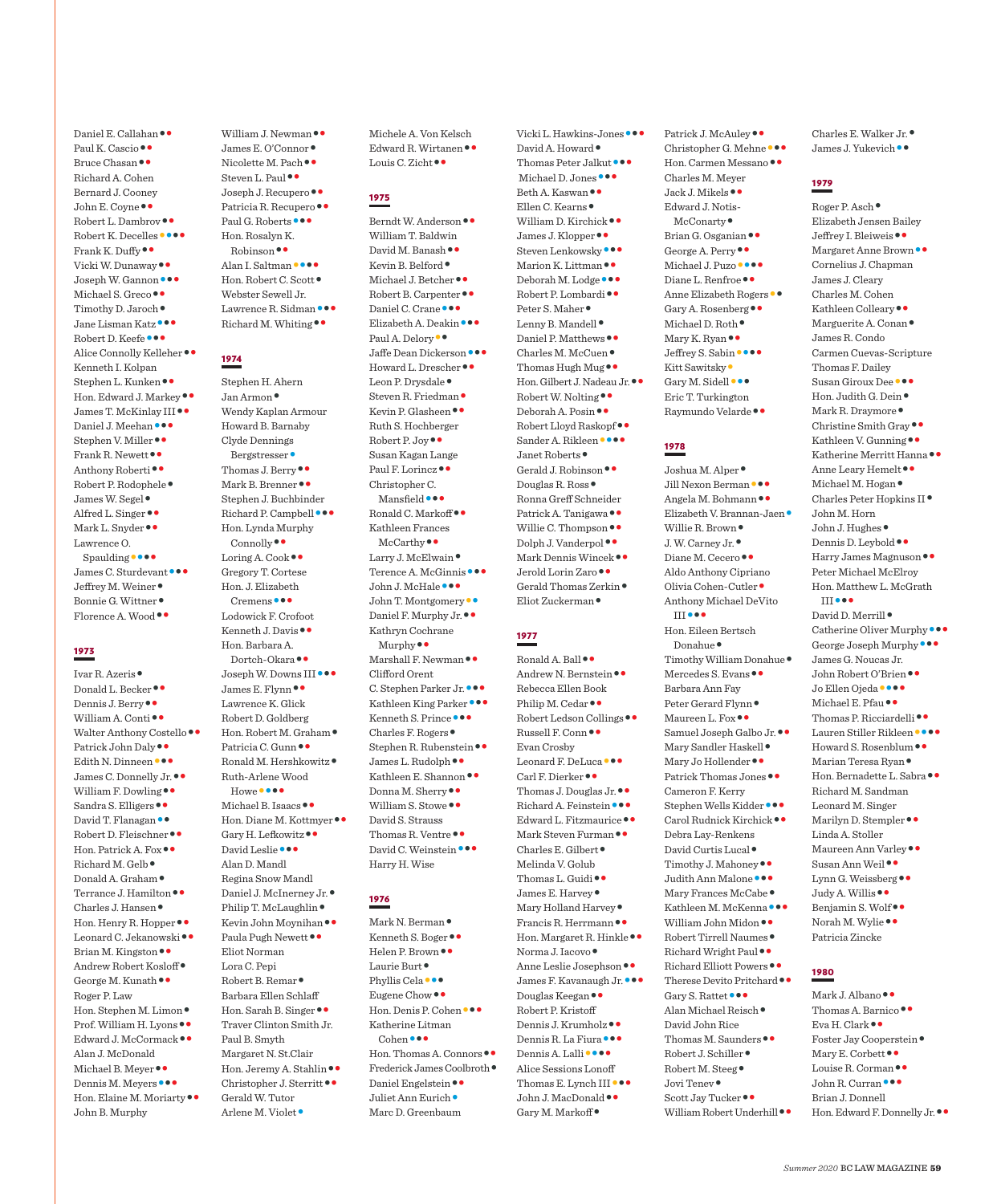Daniel E. Callahan  
Paul K. Cascio  
Bruce Chasan  
Richard A. Cohen  
Bernard J. Cooney  
John E. Coyne  
Robert L. Dambrov  
Robert K. Decelles  
Frank K. Duffy  
Vicki W. Dunaway  
Joseph W. Gannon  
Michael S. Greco  
Timothy D. Jaroch  
Jane Lisman Katz  
Robert D. Keefe  
Alice Connolly Kelleher  
Kenneth I. Kolpan  
Stephen L. Kunken  
Hon. Edward J. Markey  
James T. McKinlay III  
Daniel J. Meehan  
Stephen V. Miller  
Frank R. Newett  
Anthony Roberti  
Robert P. Rodophele  
James W. Segel  
Alfred L. Singer  
Mark L. Snyder  
Lawrence O. Spaulding  
James C. Sturdevant  
Jeffrey M. Weiner  
Bonnie G. Wittner  
Florence A. Wood

## 1973

Ivar R. Azeris  
Donald L. Becker  
Dennis J. Berry  
William A. Conti  
Walter Anthony Costello  
Patrick John Daly  
Edith N. Dinneen  
James C. Donnelly Jr.  
William F. Dowling  
Sandra S. Elligers  
David T. Flanagan  
Robert D. Fleischner  
Hon. Patrick A. Fox  
Richard M. Gelb  
Donald A. Graham  
Terrance J. Hamilton  
Charles J. Hansen  
Hon. Henry R. Hopper  
Leonard C. Jekanowski  
Brian M. Kingston  
Andrew Robert Kosloff  
George M. Kunath  
Roger P. Law  
Hon. Stephen M. Limon  
Prof. William H. Lyons  
Edward J. McCormack  
Alan J. McDonald  
Michael B. Meyer  
Dennis M. Meyers  
Hon. Elaine M. Moriarty  
John B. Murphy  
William J. Newman  
James E. O'Connor  
Nicolette M. Pach  
Steven L. Paul  
Joseph J. Recupero  
Patricia R. Recupero  
Paul G. Roberts  
Hon. Rosalyn K. Robinson  
Alan I. Saltman  
Hon. Robert C. Scott  
Webster Sewell Jr.  
Lawrence R. Sidman  
Richard M. Whiting

## 1974

Stephen H. Ahern  
Jan Armon  
Wendy Kaplan Armour  
Howard B. Barnaby  
Clyde Dennings Bergstresser  
Thomas J. Berry  
Mark B. Brenner  
Stephen J. Buchbinder  
Richard P. Campbell  
Hon. Lynda Murphy Connolly  
Loring A. Cook  
Gregory T. Cortese  
Hon. J. Elizabeth Cremens  
Lodowick F. Crofoot  
Kenneth J. Davis  
Hon. Barbara A. Dortch-Okara  
Joseph W. Downs III  
James E. Flynn  
Lawrence K. Glick  
Robert D. Goldberg  
Hon. Robert M. Graham  
Patricia C. Gunn  
Ronald M. Hershkowitz  
Ruth-Arlene Wood Howe  
Michael B. Isaacs  
Hon. Diane M. Kottmyer  
Gary H. Lefkowitz  
David Leslie  
Alan D. Mandl  
Regina Snow Mandl  
Daniel J. McInerney Jr.  
Philip T. McLaughlin  
Kevin John Moynihan  
Paula Pugh Newett  
Eliot Norman  
Lora C. Pepi  
Robert B. Remar  
Barbara Ellen Schlaff  
Hon. Sarah B. Singer  
Traver Clinton Smith Jr.  
Paul B. Smyth  
Margaret N. St.Clair  
Hon. Jeremy A. Stahlin  
Christopher J. Sterritt  
Gerald W. Tutor  
Arlene M. Violet  
Michele A. Von Kelsch  
Edward R. Wirtanen  
Louis C. Zicht

## 1975

Berndt W. Anderson  
William T. Baldwin  
David M. Banash  
Kevin B. Belford  
Michael J. Betcher  
Robert B. Carpenter  
Daniel C. Crane  
Elizabeth A. Deakin  
Paul A. Delory  
Jaffe Dean Dickerson  
Howard L. Drescher  
Leon P. Drysdale  
Steven R. Friedman  
Kevin P. Glasheen  
Ruth S. Hochberger  
Robert P. Joy  
Susan Kagan Lange  
Paul F. Lorincz  
Christopher C. Mansfield  
Ronald C. Markoff  
Kathleen Frances McCarthy  
Larry J. McElwain  
Terence A. McGinnis  
John J. McHale  
John T. Montgomery  
Daniel F. Murphy Jr.  
Kathryn Cochrane Murphy  
Marshall F. Newman  
Clifford Orent  
C. Stephen Parker Jr.  
Kathleen King Parker  
Kenneth S. Prince  
Charles F. Rogers  
Stephen R. Rubenstein  
James L. Rudolph  
Kathleen E. Shannon  
Donna M. Sherry  
William S. Stowe  
David S. Strauss  
Thomas R. Ventre  
David C. Weinstein  
Harry H. Wise

## 1976

Mark N. Berman  
Kenneth S. Boger  
Helen P. Brown  
Laurie Burt  
Phyllis Cela  
Eugene Chow  
Hon. Denis P. Cohen  
Katherine Litman Cohen  
Hon. Thomas A. Connors  
Frederick James Coolbroth  
Daniel Engelstein  
Juliet Ann Eurich  
Marc D. Greenbaum  
Vicki L. Hawkins-Jones  
David A. Howard  
Thomas Peter Jalkut  
Michael D. Jones  
Beth A. Kaswan  
Ellen C. Kearns  
William D. Kirchick  
James J. Klopper  
Steven Lenkowsky  
Marion K. Littman  
Deborah M. Lodge  
Robert P. Lombardi  
Peter S. Maher  
Lenny B. Mandell  
Daniel P. Matthews  
Charles M. McCuen  
Thomas Hugh Mug  
Hon. Gilbert J. Nadeau Jr.  
Robert W. Nolting  
Deborah A. Posin  
Robert Lloyd Raskopf  
Sander A. Rikleen  
Janet Roberts  
Gerald J. Robinson  
Douglas R. Ross  
Ronna Greff Schneider  
Patrick A. Tanigawa  
Willie C. Thompson  
Dolph J. Vanderpol  
Mark Dennis Wincek  
Jerold Lorin Zaro  
Gerald Thomas Zerkin  
Eliot Zuckerman

## 1977

Ronald A. Ball  
Andrew N. Bernstein  
Rebecca Ellen Book  
Philip M. Cedar  
Robert Ledson Collings  
Russell F. Conn  
Evan Crosby  
Leonard F. DeLuca  
Carl F. Dierker  
Thomas J. Douglas Jr.  
Richard A. Feinstein  
Edward L. Fitzmaurice  
Mark Steven Furman  
Charles E. Gilbert  
Melinda V. Golub  
Thomas L. Guidi  
James E. Harvey  
Mary Holland Harvey  
Francis R. Herrmann  
Hon. Margaret R. Hinkle  
Norma J. Iacovo  
Anne Leslie Josephson  
James F. Kavanaugh Jr.  
Douglas Keegan  
Robert P. Kristoff  
Dennis J. Krumholz  
Dennis R. La Fiura  
Dennis A. Lalli  
Alice Sessions Lonoff  
Thomas E. Lynch III  
John J. MacDonald  
Gary M. Markoff  
Patrick J. McAuley  
Christopher G. Mehne  
Hon. Carmen Messano  
Charles M. Meyer  
Jack J. Mikels  
Edward J. Notis-McConarty  
Brian G. Osganian  
George A. Perry  
Michael J. Puzo  
Diane L. Renfroe  
Anne Elizabeth Rogers  
Gary A. Rosenberg  
Michael D. Roth  
Mary K. Ryan  
Jeffrey S. Sabin  
Kitt Sawitsky  
Gary M. Sidell  
Eric T. Turkington  
Raymundo Velarde

## 1978

Joshua M. Alper  
Jill Nexon Berman  
Angela M. Bohmann  
Elizabeth V. Brannan-Jaen  
Willie R. Brown  
J. W. Carney Jr.  
Diane M. Cecero  
Aldo Anthony Cipriano  
Olivia Cohen-Cutler  
Anthony Michael DeVito III  
Hon. Eileen Bertsch Donahue  
Timothy William Donahue  
Mercedes S. Evans  
Barbara Ann Fay  
Peter Gerard Flynn  
Maureen L. Fox  
Samuel Joseph Galbo Jr.  
Mary Sandler Haskell  
Mary Jo Hollender  
Patrick Thomas Jones  
Cameron F. Kerry  
Stephen Wells Kidder  
Carol Rudnick Kirchick  
Debra Lay-Renkens  
David Curtis Lucal  
Timothy J. Mahoney  
Judith Ann Malone  
Mary Frances McCabe  
Kathleen M. McKenna  
William John Midon  
Robert Tirrell Naumes  
Richard Wright Paul  
Richard Elliott Powers  
Therese Devito Pritchard  
Gary S. Rattet  
Alan Michael Reisch  
David John Rice  
Thomas M. Saunders  
Robert J. Schiller  
Robert M. Steeg  
Jovi Tenev  
Scott Jay Tucker  
William Robert Underhill  
Charles E. Walker Jr.  
James J. Yukevich

## 1979

Roger P. Asch  
Elizabeth Jensen Bailey  
Jeffrey I. Bleiweis  
Margaret Anne Brown  
Cornelius J. Chapman  
James J. Cleary  
Charles M. Cohen  
Kathleen Colleary  
Marguerite A. Conan  
James R. Condo  
Carmen Cuevas-Scripture  
Thomas F. Dailey  
Susan Giroux Dee  
Hon. Judith G. Dein  
Mark R. Draymore  
Christine Smith Gray  
Kathleen V. Gunning  
Katherine Merritt Hanna  
Anne Leary Hemelt  
Michael M. Hogan  
Charles Peter Hopkins II  
John M. Horn  
John J. Hughes  
Dennis D. Leibold  
Harry James Magnuson  
Peter Michael McElroy  
Hon. Matthew L. McGrath III  
David D. Merrill  
Catherine Oliver Murphy  
George Joseph Murphy  
James G. Noucas Jr.  
John Robert O'Brien  
Jo Ellen Ojeda  
Michael E. Pfau  
Thomas P. Ricciardelli  
Lauren Stiller Rikleen  
Howard S. Rosenblum  
Marian Teresa Ryan  
Hon. Bernadette L. Sabra  
Richard M. Sandman  
Leonard M. Singer  
Marilyn D. Stempler  
Linda A. Stoller  
Maureen Ann Varley  
Susan Ann Weil  
Lynn G. Weissberg  
Judy A. Willis  
Benjamin S. Wolf  
Norah M. Wylie  
Patricia Zincke

## 1980

Mark J. Albano  
Thomas A. Barnico  
Eva H. Clark  
Foster Jay Cooperstein  
Mary E. Corbett  
Louise R. Corman  
John R. Curran  
Brian J. Donnell  
Hon. Edward F. Donnelly Jr.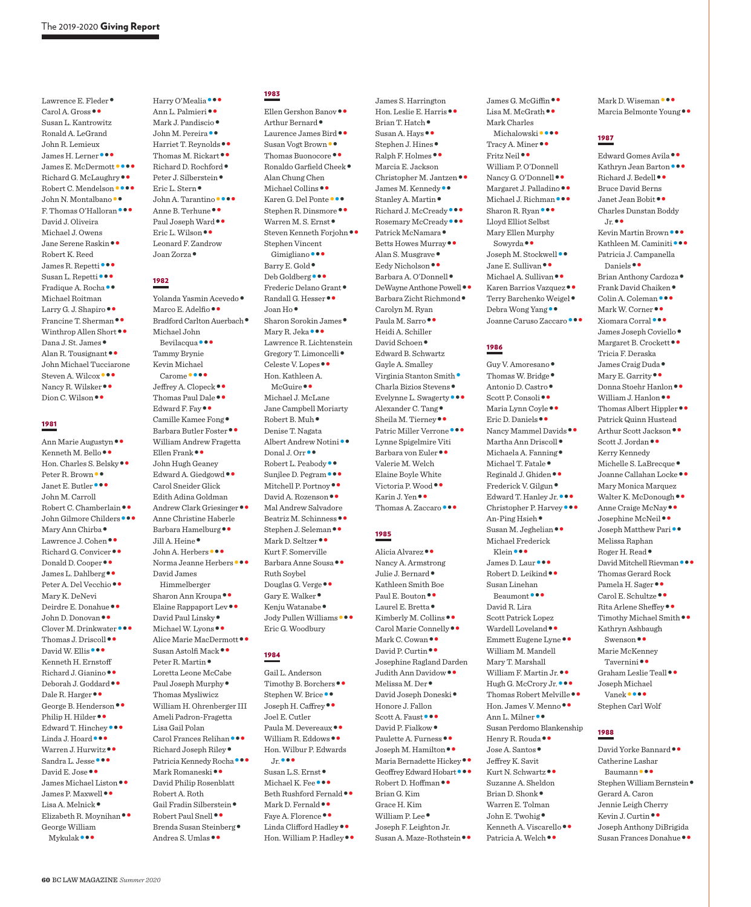Lawrence E. Fleder •
Carol A. Gross ••
Susan L. Kantrowitz
Ronald A. LeGrand
John R. Lemieux
James H. Lerner •••
James E. McDermott ••••
Richard G. McLaughry ••
Robert C. Mendelson ••••
John N. Montalbano ••
F. Thomas O'Halloran •••
David J. Oliveira
Michael J. Owens
Jane Serene Raskin ••
Robert K. Reed
James R. Repetti •••
Susan L. Repetti •••
Fradique A. Rocha ••
Michael Roitman
Larry G. J. Shapiro ••
Francine T. Sherman ••
Winthrop Allen Short ••
Dana J. St. James •
Alan R. Tousignant ••
John Michael Tucciarone
Steven A. Wilcox •••
Nancy R. Wilsker ••
Dion C. Wilson ••

## 1981

Ann Marie Augustyn ••
Kenneth M. Bello ••
Hon. Charles S. Belsky ••
Peter R. Brown ••
Janet E. Butler •••
John M. Carroll
Robert C. Chamberlain ••
John Gilmore Childers •••
Mary Ann Chirba •
Lawrence J. Cohen ••
Richard G. Convicer ••
Donald D. Cooper ••
James L. Dahlberg ••
Peter A. Del Vecchio ••
Mary K. DeNevi
Deirdre E. Donahue ••
John D. Donovan ••
Clover M. Drinkwater •••
Thomas J. Driscoll ••
David W. Ellis •••
Kenneth H. Ernstoff
Richard J. Gianino ••
Deborah J. Goddard ••
Dale R. Harger ••
George B. Henderson ••
Philip H. Hilder ••
Edward T. Hinchey •••
Linda J. Hoard •••
Warren J. Hurwitz ••
Sandra L. Jesse •••
David E. Jose ••
James Michael Liston ••
James P. Maxwell ••
Lisa A. Melnick •
Elizabeth R. Moynihan ••
George William Mykulak •••

Harry O'Mealia •••
Ann L. Palmieri ••
Mark J. Pandiscio ••
John M. Pereira ••
Harriet T. Reynolds ••
Thomas M. Rickart ••
Richard D. Rochford •
Peter J. Silberstein •
Eric L. Stern •
John A. Tarantino ••••
Anne B. Terhune ••
Paul Joseph Ward ••
Eric L. Wilson ••
Leonard F. Zandrow
Joan Zorza •

## 1982

Yolanda Yasmin Acevedo •
Marco E. Adelfio ••
Bradford Carlton Auerbach •
Michael John Bevilacqua •••
Tammy Brynie
Kevin Michael Carome ••••
Jeffrey A. Clopeck ••
Thomas Paul Dale ••
Edward F. Fay ••
Camille Kamee Fong •
Barbara Butler Foster ••
William Andrew Fragetta
Ellen Frank ••
John Hugh Geaney
Edward A. Giedgowd ••
Carol Sneider Glick
Edith Adina Goldman
Andrew Clark Griesinger ••
Anne Christine Haberle
Barbara Hamelburg ••
Jill A. Heine •
John A. Herbers •••
Norma Jeanne Herbers •••
David James Himmelberger
Sharon Ann Kroupa ••
Elaine Rappaport Lev ••
David Paul Linsky •
Michael W. Lyons ••
Alice Marie MacDermott ••
Susan Astolfi Mack ••
Peter R. Martin •
Loretta Leone McCabe
Paul Joseph Murphy •
Thomas Mysliwicz
William H. Ohrenberger III
Ameli Padron-Fragetta
Lisa Gail Polan
Carol Frances Relihan •••
Richard Joseph Riley •
Patricia Kennedy Rocha •••
Mark Romaneski ••
David Philip Rosenblatt
Robert A. Roth
Gail Fradin Silberstein •
Robert Paul Snell ••
Brenda Susan Steinberg •
Andrea S. Umlas ••

## 1983

Ellen Gershon Banov ••
Arthur Bernard •
Laurence James Bird ••
Susan Vogt Brown ••
Thomas Buonocore ••
Ronaldo Garfield Cheek •
Alan Chung Chen
Michael Collins ••
Karen G. Del Ponte •••
Stephen R. Dinsmore ••
Warren M. S. Ernst •
Steven Kenneth Forjohn ••
Stephen Vincent Gimigliano •••
Barry E. Gold •
Deb Goldberg •••
Frederic Delano Grant •
Randall G. Hesser ••
Joan Ho •
Sharon Sorokin James ••
Mary R. Jeka •••
Lawrence R. Lichtenstein
Gregory T. Limoncelli •
Celeste V. Lopes ••
Hon. Kathleen A. McGuire ••
Michael J. McLane
Jane Campbell Moriarty
Robert B. Muh •
Denise T. Nagata
Albert Andrew Notini ••
Donal J. Orr ••
Robert L. Peabody ••
Sunjlee D. Pegram •••
Mitchell P. Portnoy ••
David A. Rozenson ••
Mal Andrew Salvadore
Beatriz M. Schinness ••
Stephen J. Seleman ••
Mark D. Seltzer ••
Kurt F. Somerville
Barbara Anne Sousa ••
Ruth Soybel
Douglas G. Verge ••
Gary E. Walker •
Kenju Watanabe •
Jody Pullen Williams •••
Eric G. Woodbury

## 1984

Gail L. Anderson
Timothy B. Borchers ••
Stephen W. Brice ••
Joseph H. Caffrey ••
Joel E. Cutler
Paula M. Devereaux ••
William R. Eddows ••
Hon. Wilbur P. Edwards Jr. •••
Susan L.S. Ernst •
Michael K. Fee •••
Beth Rushford Fernald ••
Mark D. Fernald ••
Faye A. Florence ••
Linda Clifford Hadley ••
Hon. William P. Hadley ••

James S. Harrington
Hon. Leslie E. Harris ••
Brian T. Hatch •
Susan A. Hays ••
Stephen J. Hines ••
Ralph F. Holmes ••
Marcia E. Jackson
Christopher M. Jantzen ••
James M. Kennedy ••
Stanley A. Martin •
Richard J. McCready •••
Rosemary McCready •••
Patrick McNamara •
Betts Howes Murray ••
Alan S. Musgrave •
Eedy Nicholson ••
Barbara A. O'Donnell •
DeWayne Anthone Powell ••
Barbara Zicht Richmond •
Carolyn M. Ryan
Paula M. Sarro ••
Heidi A. Schiller
David Schoen •
Edward B. Schwartz
Gayle A. Smalley
Virginia Stanton Smith •
Charla Bizios Stevens •
Evelynne L. Swagerty •••
Alexander C. Tang •
Sheila M. Tierney ••
Patric Miller Verrone •••
Lynne Spigelmire Viti
Barbara von Euler ••
Valerie M. Welch
Elaine Boyle White
Victoria P. Wood ••
Karin J. Yen ••
Thomas A. Zaccaro •••

## 1985

Alicia Alvarez ••
Nancy A. Armstrong
Julie J. Bernard •
Kathleen Smith Boe
Paul E. Bouton ••
Laurel E. Bretta •
Kimberly M. Collins ••
Carol Marie Connelly ••
Mark C. Cowan ••
David P. Curtin ••
Josephine Ragland Darden
Judith Ann Davidow ••
Melissa M. Der •
David Joseph Doneski •
Honore J. Fallon
Scott A. Faust •••
David P. Fialkow •
Paulette A. Furness ••
Joseph M. Hamilton ••
Maria Bernadette Hickey ••
Geoffrey Edward Hobart •••
Robert D. Hoffman ••
Brian G. Kim
Grace H. Kim
William P. Lee •
Joseph F. Leighton Jr.
Susan A. Maze-Rothstein ••

James G. McGiffin ••
Lisa M. McGrath ••
Mark Charles Michalowski ••••
Tracy A. Miner ••
Fritz Neil ••
William P. O'Donnell
Nancy G. O'Donnell ••
Margaret J. Palladino ••
Michael J. Richman •••
Sharon R. Ryan •••
Lloyd Elliot Selbst
Mary Ellen Murphy Sowyrda ••
Joseph M. Stockwell ••
Jane E. Sullivan ••
Michael A. Sullivan ••
Karen Barrios Vazquez ••
Terry Barchenko Weigel •
Debra Wong Yang ••
Joanne Caruso Zaccaro •••

## 1986

Guy V. Amoresano •
Thomas W. Bridge •
Antonio D. Castro •
Scott P. Consoli ••
Maria Lynn Coyle ••
Eric D. Daniels ••
Nancy Mammel Davids ••
Martha Ann Driscoll •
Michaela A. Fanning •
Michael T. Fatale •
Reginald J. Ghiden ••
Frederick V. Gilgun •
Edward T. Hanley Jr. •••
Christopher P. Harvey •••
An-Ping Hsieh •
Susan M. Jeghelian ••
Michael Frederick Klein •••
James D. Laur •••
Robert D. Leikind ••
Susan Linehan Beaumont •••
David R. Lira
Scott Patrick Lopez
Wardell Loveland ••
Emmett Eugene Lyne ••
William M. Mandell
Mary T. Marshall
William F. Martin Jr. ••
Hugh G. McCrory Jr. •••
Thomas Robert Melville ••
Hon. James V. Menno ••
Ann L. Milner ••
Susan Perdomo Blankenship
Henry R. Rouda ••
Jose A. Santos •
Jeffrey K. Savit
Kurt N. Schwartz ••
Suzanne A. Sheldon
Brian D. Shonk •
Warren E. Tolman
John E. Twohig •
Kenneth A. Viscarello ••
Patricia A. Welch ••

Mark D. Wiseman •••
Marcia Belmonte Young ••

## 1987

Edward Gomes Avila ••
Kathryn Jean Barton •••
Richard J. Bedell ••
Bruce David Berns
Janet Jean Bobit ••
Charles Dunstan Boddy Jr. ••
Kevin Martin Brown •••
Kathleen M. Caminiti •••
Patricia J. Campanella Daniels ••
Brian Anthony Cardoza •
Frank David Chaiken •
Colin A. Coleman •••
Mark W. Corner ••
Xiomara Corral •••
James Joseph Coviello •
Margaret B. Crockett ••
Tricia F. Deraska
James Craig Duda •
Mary E. Garrity ••
Donna Stoehr Hanlon ••
William J. Hanlon ••
Thomas Albert Hippler ••
Patrick Quinn Hustead
Arthur Scott Jackson ••
Scott J. Jordan ••
Kerry Kennedy
Michelle S. LaBrecque •
Joanne Callahan Locke ••
Mary Monica Marquez
Walter K. McDonough ••
Anne Craige McNay ••
Josephine McNeil ••
Joseph Matthew Pari ••
Melissa Raphan
Roger H. Read •
David Mitchell Rievman •••
Thomas Gerard Rock
Pamela H. Sager ••
Carol E. Schultze ••
Rita Arlene Sheffey ••
Timothy Michael Smith ••
Kathryn Ashbaugh Swenson ••
Marie McKenney Tavernini ••
Graham Leslie Teall ••
Joseph Michael Vanek ••••
Stephen Carl Wolf

## 1988

David Yorke Bannard ••
Catherine Lashar Baumann •••
Stephen William Bernstein •
Gerard A. Caron
Jennie Leigh Cherry
Kevin J. Curtin ••
Joseph Anthony DiBrigida
Susan Frances Donahue ••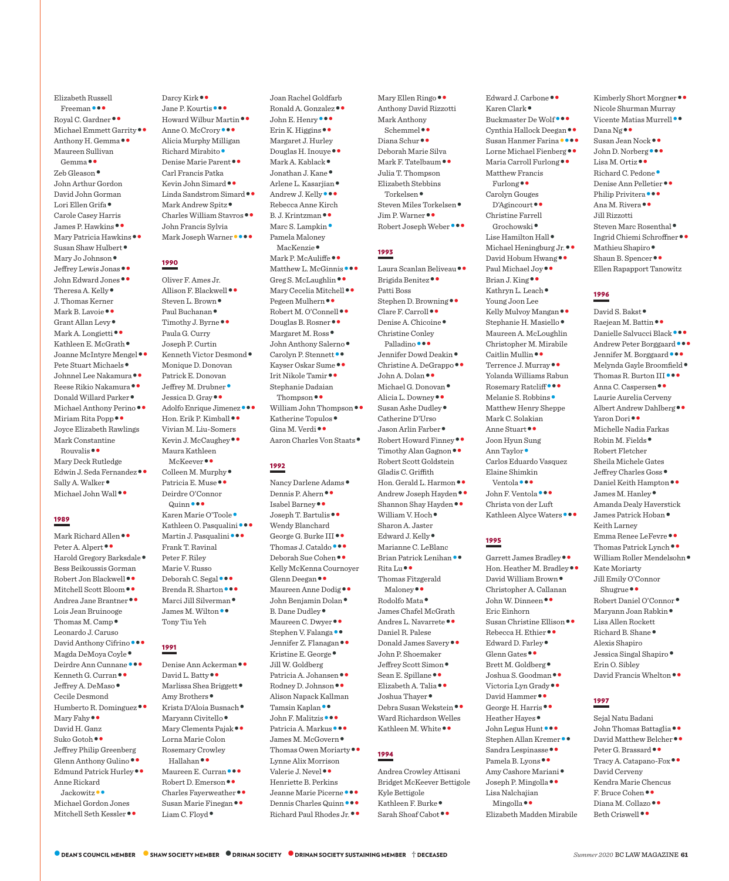Elizabeth Russell Freeman ●●●
Royal C. Gardner ●●
Michael Emmett Garrity ●●
Anthony H. Gemma ●●
Maureen Sullivan Gemma ●●
Zeb Gleason ●
John Arthur Gordon
David John Gorman
Lori Ellen Grifa ●
Carole Casey Harris
James P. Hawkins ●●
Mary Patricia Hawkins ●●
Susan Shaw Hulbert ●
Mary Jo Johnson ●
Jeffrey Lewis Jonas ●●
John Edward Jones ●●
Theresa A. Kelly ●
J. Thomas Kerner
Mark B. Lavoie ●●
Grant Allan Levy ●
Mark A. Longietti ●●
Kathleen E. McGrath ●
Joanne McIntyre Mengel ●●
Pete Stuart Michaels ●
Johnnel Lee Nakamura ●●
Reese Rikio Nakamura ●●
Donald Willard Parker ●
Michael Anthony Perino ●●
Miriam Rita Popp ●●
Joyce Elizabeth Rawlings
Mark Constantine Rouvalis ●●
Mary Deck Rutledge
Edwin J. Seda Fernandez ●●
Sally A. Walker ●
Michael John Wall ●●

## 1989

Mark Richard Allen ●●
Peter A. Alpert ●●
Harold Gregory Barksdale ●●
Bess Beikoussis Gorman
Robert Jon Blackwell ●●
Mitchell Scott Bloom ●●
Andrea Jane Brantner ●●
Lois Jean Bruinooge
Thomas M. Camp ●
Leonardo J. Caruso
David Anthony Cifrino ●●●
Magda DeMoya Coyle ●
Deirdre Ann Cunnane ●●●
Kenneth G. Curran ●●
Jeffrey A. DeMaso ●
Cecile Desmond
Humberto R. Dominguez ●●
Mary Fahy ●●
David H. Ganz
Suko Gotoh ●●
Jeffrey Philip Greenberg
Glenn Anthony Gulino ●●
Edmund Patrick Hurley ●●
Anne Rickard Jackowitz ●●
Michael Gordon Jones
Mitchell Seth Kessler ●●
Darcy Kirk ●●
Jane P. Kourtis ●●●
Howard Wilbur Martin ●●
Anne O. McCrory ●●●
Alicia Murphy Milligan
Richard Mirabito ●
Denise Marie Parent ●●
Carl Francis Patka
Kevin John Simard ●●
Linda Sandstrom Simard ●●
Mark Andrew Spitz ●
Charles William Stavros ●●
John Francis Sylvia
Mark Joseph Warner ●●●●

## 1990

Oliver F. Ames Jr.
Allison F. Blackwell ●●
Steven L. Brown ●
Paul Buchanan ●
Timothy J. Byrne ●●
Paula G. Curry
Joseph P. Curtin
Kenneth Victor Desmond ●
Monique D. Donovan
Patrick E. Donovan
Jeffrey M. Drubner ●
Jessica D. Gray ●●
Adolfo Enrique Jimenez ●●●
Hon. Erik P. Kimball ●●
Vivian M. Liu-Somers
Kevin J. McCaughey ●●
Maura Kathleen McKeever ●●
Colleen M. Murphy ●
Patricia E. Muse ●●
Deirdre O'Connor Quinn ●●●
Karen Marie O'Toole ●
Kathleen O. Pasqualini ●●●
Martin J. Pasqualini ●●●
Frank T. Ravinal
Peter F. Riley
Marie V. Russo
Deborah C. Segal ●●●
Brenda R. Sharton ●●●
Marci Jill Silverman ●
James M. Wilton ●●
Tony Tiu Yeh

## 1991

Denise Ann Ackerman ●●
David L. Batty ●●
Marlissa Shea Briggett ●
Amy Brothers ●
Krista D'Aloia Busnach ●
Maryann Civitello ●
Mary Clements Pajak ●●
Lorna Marie Colon
Rosemary Crowley Hallahan ●●
Maureen E. Curran ●●●
Robert D. Emerson ●●
Charles Fayerweather ●●
Susan Marie Finegan ●●
Liam C. Floyd ●
Joan Rachel Goldfarb
Ronald A. Gonzalez ●●
John E. Henry ●●●
Erin K. Higgins ●●
Margaret J. Hurley
Douglas H. Inouye ●●
Mark A. Kablack ●
Jonathan J. Kane ●
Arlene L. Kasarjian ●
Andrew J. Kelly ●●●
Rebecca Anne Kirch
B. J. Krintzman ●●
Marc S. Lampkin ●
Pamela Maloney MacKenzie ●
Mark P. McAuliffe ●●
Matthew L. McGinnis ●●●
Greg S. McLaughlin ●●
Mary Cecelia Mitchell ●●
Pegeen Mulhern ●●
Robert M. O'Connell ●●
Douglas B. Rosner ●●
Margaret M. Ross ●
John Anthony Salerno ●
Carolyn P. Stennett ●●
Kayser Oskar Sume ●●
Irit Nikole Tamir ●●
Stephanie Dadaian Thompson ●●
William John Thompson ●●
Katherine Topulos ●
Gina M. Verdi ●●
Aaron Charles Von Staats ●

## 1992

Nancy Darlene Adams ●
Dennis P. Ahern ●●
Isabel Barney ●●
Joseph T. Bartulis ●●
Wendy Blanchard
George G. Burke III ●●
Thomas J. Cataldo ●●●
Deborah Sue Cohen ●●
Kelly McKenna Cournoyer
Glenn Deegan ●●
Maureen Anne Dodig ●●
John Benjamin Dolan ●
B. Dane Dudley ●
Maureen C. Dwyer ●●
Stephen V. Falanga ●●
Jennifer Z. Flanagan ●●
Kristine E. George ●
Jill W. Goldberg
Patricia A. Johansen ●●
Rodney D. Johnson ●●
Alison Napack Kallman
Tamsin Kaplan ●●
John F. Malitzis ●●●
Patricia A. Markus ●●●
James M. McGovern ●
Thomas Owen Moriarty ●●
Lynne Alix Morrison
Valerie J. Nevel ●●
Henriette B. Perkins
Jeanne Marie Picerne ●●●
Dennis Charles Quinn ●●●
Richard Paul Rhodes Jr. ●●
Mary Ellen Ringo ●●
Anthony David Rizzotti
Mark Anthony Schemmel ●●
Diana Schur ●●
Deborah Marie Silva
Mark F. Tatelbaum ●●
Julia T. Thompson
Elizabeth Stebbins Torkelsen ●
Steven Miles Torkelsen ●
Jim P. Warner ●●
Robert Joseph Weber ●●●

## 1993

Laura Scanlan Beliveau ●●
Brigida Benitez ●●
Patti Boss
Stephen D. Browning ●●
Clare F. Carroll ●●
Denise A. Chicoine ●
Christine Conley Palladino ●●●
Jennifer Dowd Deakin ●
Christine A. DeGrappo ●●
John A. Dolan ●●
Michael G. Donovan ●
Alicia L. Downey ●●
Susan Ashe Dudley ●
Catherine D'Urso
Jason Arlin Farber ●
Robert Howard Finney ●●
Timothy Alan Gagnon ●●
Robert Scott Goldstein
Gladis C. Griffith
Hon. Gerald L. Harmon ●●
Andrew Joseph Hayden ●●
Shannon Shay Hayden ●●
William V. Hoch ●
Sharon A. Jaster
Edward J. Kelly ●
Marianne C. LeBlanc
Brian Patrick Lenihan ●●
Rita Lu ●●
Thomas Fitzgerald Maloney ●●
Rodolfo Mata ●
James Chafel McGrath
Andres L. Navarrete ●●
Daniel R. Palese
Donald James Savery ●●
John P. Shoemaker
Jeffrey Scott Simon ●
Sean E. Spillane ●●
Elizabeth A. Talia ●●
Joshua Thayer ●
Debra Susan Wekstein ●●
Ward Richardson Welles
Kathleen M. White ●●

## 1994

Andrea Crowley Attisani
Bridget McKeever Bettigole
Kyle Bettigole
Kathleen F. Burke ●
Sarah Shoaf Cabot ●●
Edward J. Carbone ●●
Karen Clark ●
Buckmaster De Wolf ●●●
Cynthia Hallock Deegan ●●
Susan Hanmer Farina ●●●●
Lorne Michael Fienberg ●●
Maria Carroll Furlong ●●
Matthew Francis Furlong ●●
Carolyn Gouges D'Agincourt ●●
Christine Farrell Grochowski ●
Lise Hamilton Hall ●
Michael Heningburg Jr. ●●
David Hobum Hwang ●●
Paul Michael Joy ●●
Brian J. King ●●
Kathryn L. Leach ●
Young Joon Lee
Kelly Mulvoy Mangan ●●
Stephanie H. Masiello ●
Maureen A. McLoughlin
Christopher M. Mirabile
Caitlin Mullin ●●
Terrence J. Murray ●●
Yolanda Williams Rabun
Rosemary Ratcliff ●●●
Melanie S. Robbins ●
Matthew Henry Sheppe
Mark C. Solakian
Anne Stuart ●●
Joon Hyun Sung
Ann Taylor ●
Carlos Eduardo Vasquez
Elaine Shimkin Ventola ●●●
John F. Ventola ●●●
Christa von der Luft
Kathleen Alyce Waters ●●●

## 1995

Garrett James Bradley ●●
Hon. Heather M. Bradley ●●
David William Brown ●
Christopher A. Callanan
John W. Dinneen ●●
Eric Einhorn
Susan Christine Ellison ●●
Rebecca H. Ethier ●●
Edward D. Farley ●
Glenn Gates ●●
Brett M. Goldberg ●
Joshua S. Goodman ●●
Victoria Lyn Grady ●●
David Hammer ●●
George H. Harris ●●
Heather Hayes ●
John Legus Hunt ●●●
Stephen Allan Kremer ●●
Sandra Lespinasse ●●
Pamela B. Lyons ●●
Amy Cashore Mariani ●
Joseph P. Mingolla ●●
Lisa Nalchajian Mingolla ●●
Elizabeth Madden Mirabile
Kimberly Short Morgner ●●
Nicole Shurman Murray
Vicente Matias Murrell ●●
Dana Ng ●●
Susan Jean Nock ●●
John D. Norberg ●●●
Lisa M. Ortiz ●●
Richard C. Pedone ●
Denise Ann Pelletier ●●
Philip Privitera ●●●
Ana M. Rivera ●●
Jill Rizzotti
Steven Marc Rosenthal ●
Ingrid Chiemi Schroffner ●●
Mathieu Shapiro ●
Shaun B. Spencer ●●
Ellen Rappaport Tanowitz

## 1996

David S. Bakst ●
Raejean M. Battin ●●
Danielle Salvucci Black ●●●
Andrew Peter Borggaard ●●●
Jennifer M. Borggaard ●●●
Melynda Gayle Broomfield ●
Thomas R. Burton III ●●●
Anna C. Caspersen ●●
Laurie Aurelia Cerveny
Albert Andrew Dahlberg ●●
Yaron Dori ●●
Michelle Nadia Farkas
Robin M. Fields ●
Robert Fletcher
Sheila Michele Gates
Jeffrey Charles Goss ●
Daniel Keith Hampton ●●
James M. Hanley ●
Amanda Dealy Haverstick
James Patrick Hoban ●
Keith Larney
Emma Renee LeFevre ●●
Thomas Patrick Lynch ●●
William Roller Mendelsohn ●
Kate Moriarty
Jill Emily O'Connor Shugrue ●●
Robert Daniel O'Connor ●
Maryann Joan Rabkin ●
Lisa Allen Rockett
Richard B. Shane ●
Alexis Shapiro
Jessica Singal Shapiro ●
Erin O. Sibley
David Francis Whelton ●●

## 1997

Sejal Natu Badani
John Thomas Battaglia ●●
David Matthew Belcher ●●
Peter G. Brassard ●●
Tracy A. Catapano-Fox ●●
David Cerveny
Kendra Marie Chencus
F. Bruce Cohen ●●
Diana M. Collazo ●●
Beth Criswell ●●

● DEAN'S COUNCIL MEMBER ● SHAW SOCIETY MEMBER ● DRINAN SOCIETY ● DRINAN SOCIETY SUSTAINING MEMBER † DECEASED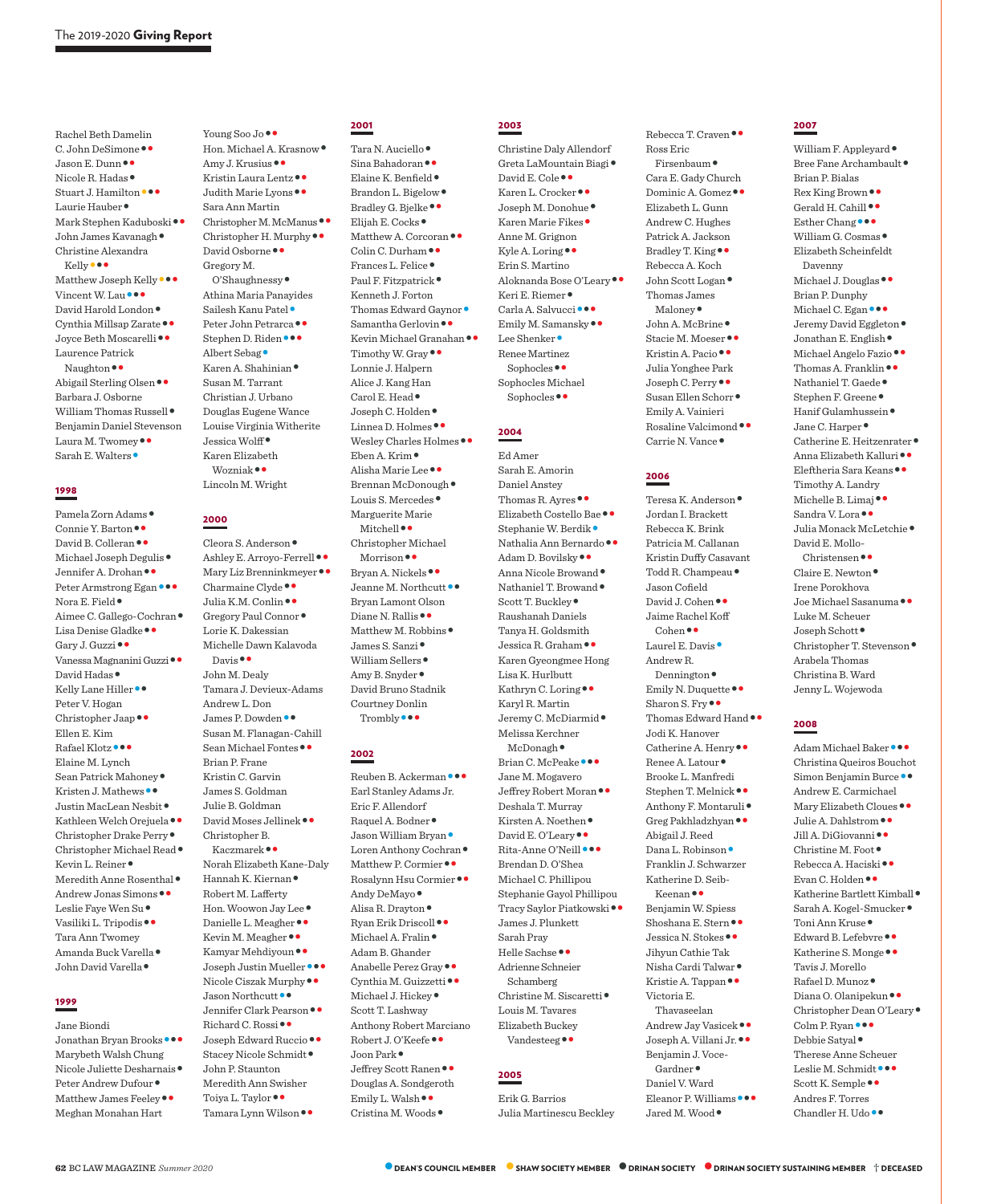Rachel Beth Damelin
C. John DeSimone ● ●
Jason E. Dunn ● ●
Nicole R. Hadas ●
Stuart J. Hamilton ● ● ●
Laurie Hauber ●
Mark Stephen Kaduboski ● ●
John James Kavanagh ●
Christine Alexandra Kelly ● ● ●
Matthew Joseph Kelly ● ● ●
Vincent W. Lau ● ● ●
David Harold London ●
Cynthia Millsap Zarate ● ●
Joyce Beth Moscarelli ● ●
Laurence Patrick Naughton ● ●
Abigail Sterling Olsen ● ●
Barbara J. Osborne
William Thomas Russell ●
Benjamin Daniel Stevenson
Laura M. Twomey ● ●
Sarah E. Walters ●

## 1998

Pamela Zorn Adams ●
Connie Y. Barton ● ●
David B. Colleran ● ●
Michael Joseph Degulis ●
Jennifer A. Drohan ● ●
Peter Armstrong Egan ● ● ●
Nora E. Field ●
Aimee C. Gallego-Cochran ●
Lisa Denise Gladke ● ●
Gary J. Guzzi ● ●
Vanessa Magnanini Guzzi ● ●
David Hadas ●
Kelly Lane Hiller ● ●
Peter V. Hogan
Christopher Jaap ● ●
Ellen E. Kim
Rafael Klotz ● ● ●
Elaine M. Lynch
Sean Patrick Mahoney ●
Kristen J. Mathews ● ●
Justin MacLean Nesbit ●
Kathleen Welch Orejuela ● ●
Christopher Drake Perry ●
Christopher Michael Read ●
Kevin L. Reiner ●
Meredith Anne Rosenthal ●
Andrew Jonas Simons ● ●
Leslie Faye Wen Su ●
Vasiliki L. Tripodis ● ●
Tara Ann Twomey
Amanda Buck Varella ●
John David Varella ●

## 1999

Jane Biondi
Jonathan Bryan Brooks ● ● ●
Marybeth Walsh Chung
Nicole Juliette Desharnais ●
Peter Andrew Dufour ●
Matthew James Feeley ● ●
Meghan Monahan Hart
Young Soo Jo ● ●
Hon. Michael A. Krasnow ●
Amy J. Krusius ● ●
Kristin Laura Lentz ● ●
Judith Marie Lyons ● ●
Sara Ann Martin
Christopher M. McManus ● ●
Christopher H. Murphy ● ●
David Osborne ● ●
Gregory M. O'Shaughnessy ●
Athina Maria Panayides
Sailesh Kanu Patel ●
Peter John Petrarca ● ●
Stephen D. Riden ● ● ●
Albert Sebag ●
Karen A. Shahinian ●
Susan M. Tarrant
Christian J. Urbano
Douglas Eugene Wance
Louise Virginia Witherite
Jessica Wolff ●
Karen Elizabeth Wozniak ● ●
Lincoln M. Wright

## 2000

Cleora S. Anderson ●
Ashley E. Arroyo-Ferrell ● ●
Mary Liz Brenninkmeyer ● ●
Charmaine Clyde ● ●
Julia K.M. Conlin ● ●
Gregory Paul Connor ●
Lorie K. Dakessian
Michelle Dawn Kalavoda Davis ● ●
John M. Dealy
Tamara J. Devieux-Adams
Andrew L. Don
James P. Dowden ● ●
Susan M. Flanagan-Cahill
Sean Michael Fontes ● ●
Brian P. Frane
Kristin C. Garvin
James S. Goldman
Julie B. Goldman
David Moses Jellinek ● ●
Christopher B. Kaczmarek ● ●
Norah Elizabeth Kane-Daly
Hannah K. Kiernan ●
Robert M. Lafferty
Hon. Woowon Jay Lee ●
Danielle L. Meagher ● ●
Kevin M. Meagher ● ●
Kamyar Mehdiyoun ● ●
Joseph Justin Mueller ● ● ●
Nicole Ciszak Murphy ● ●
Jason Northcutt ● ●
Jennifer Clark Pearson ● ●
Richard C. Rossi ● ●
Joseph Edward Ruccio ● ●
Stacey Nicole Schmidt ●
John P. Staunton
Meredith Ann Swisher
Toiya L. Taylor ● ●
Tamara Lynn Wilson ● ●

## 2001

Tara N. Auciello ●
Sina Bahadoran ● ●
Elaine K. Benfield ●
Brandon L. Bigelow ●
Bradley G. Bjelke ● ●
Elijah E. Cocks ●
Matthew A. Corcoran ● ●
Colin C. Durham ● ●
Frances L. Felice ●
Paul F. Fitzpatrick ●
Kenneth J. Forton
Thomas Edward Gaynor ●
Samantha Gerlovin ● ●
Kevin Michael Granahan ● ●
Timothy W. Gray ● ●
Lonnie J. Halpern
Alice J. Kang Han
Carol E. Head ●
Joseph C. Holden ●
Linnea D. Holmes ● ●
Wesley Charles Holmes ● ●
Eben A. Krim ●
Alisha Marie Lee ● ●
Brennan McDonough ●
Louis S. Mercedes ●
Marguerite Marie Mitchell ● ●
Christopher Michael Morrison ● ●
Bryan A. Nickels ● ●
Jeanne M. Northcutt ● ●
Bryan Lamont Olson
Diane N. Rallis ● ●
Matthew M. Robbins ●
James S. Sanzi ●
William Sellers ●
Amy B. Snyder ●
David Bruno Stadnik
Courtney Donlin Trombly ● ● ●

## 2002

Reuben B. Ackerman ● ● ●
Earl Stanley Adams Jr.
Eric F. Allendorf
Raquel A. Bodner ●
Jason William Bryan ●
Loren Anthony Cochran ●
Matthew P. Cormier ● ●
Rosalynn Hsu Cormier ● ●
Andy DeMayo ●
Alisa R. Drayton ●
Ryan Erik Driscoll ● ●
Michael A. Fralin ●
Adam B. Ghander
Anabelle Perez Gray ● ●
Cynthia M. Guizzetti ● ●
Michael J. Hickey ●
Scott T. Lashway
Anthony Robert Marciano
Robert J. O'Keefe ● ●
Joon Park ●
Jeffrey Scott Ranen ● ●
Douglas A. Songdegroth
Emily L. Walsh ● ●
Cristina M. Woods ●

## 2003

Christine Daly Allendorf
Greta LaMountain Biagi ●
David E. Cole ● ●
Karen L. Crocker ● ●
Joseph M. Donohue ●
Karen Marie Fikes ●
Anne M. Grignon
Kyle A. Loring ● ●
Erin S. Martino
Aloknanda Bose O'Leary ● ●
Keri E. Riemer ●
Carla A. Salvucci ● ● ●
Emily M. Samansky ● ●
Lee Shenker ●
Renee Martinez Sophocles ● ●
Sophocles Michael Sophocles ● ●

## 2004

Ed Amer
Sarah E. Amorin
Daniel Anstey
Thomas R. Ayres ● ●
Elizabeth Costello Bae ● ●
Stephanie W. Berdik ●
Nathalia Ann Bernardo ● ●
Adam D. Bovilsky ● ●
Anna Nicole Browand ●
Nathaniel T. Browand ●
Scott T. Buckley ●
Raushanah Daniels
Tanya H. Goldsmith
Jessica R. Graham ● ●
Karen Gyeongmee Hong
Lisa K. Hurlbutt
Kathryn C. Loring ● ●
Karyl R. Martin
Jeremy C. McDiarmid ●
Melissa Kerchner McDonagh ●
Brian C. McPeake ● ● ●
Jane M. Mogavero
Jeffrey Robert Moran ● ●
Deshala T. Murray
Kirsten A. Noethen ●
David E. O'Leary ● ●
Rita-Anne O'Neill ● ● ●
Brendan D. O'Shea
Michael C. Phillipou
Stephanie Gayol Phillipou
Tracy Saylor Piatkowski ● ●
James J. Plunkett
Sarah Pray
Helle Sachse ● ●
Adrienne Schneier Schamberg
Christine M. Siscaretti ●
Louis M. Tavares
Elizabeth Buckey Vandesteeg ● ●

## 2005

Erik G. Barrios
Julia Martinescu Beckley
Rebecca T. Craven ● ●
Ross Eric Firsenbaum ●
Cara E. Gady Church
Dominic A. Gomez ● ●
Elizabeth L. Gunn
Andrew C. Hughes
Patrick A. Jackson
Bradley T. King ● ●
Rebecca A. Koch
John Scott Logan ●
Thomas James Maloney ●
John A. McBrine ●
Stacie M. Moeser ● ●
Kristin A. Pacio ● ●
Julia Yonghee Park
Joseph C. Perry ● ●
Susan Ellen Schorr ●
Emily A. Vainieri
Rosaline Valcimond ● ●
Carrie N. Vance ●

## 2006

Teresa K. Anderson ●
Jordan I. Brackett
Rebecca K. Brink
Patricia M. Callanan
Kristin Duffy Casavant
Todd R. Champeau ●
Jason Cofield
David J. Cohen ● ●
Jaime Rachel Koff Cohen ● ●
Laurel E. Davis ●
Andrew R. Dennington ●
Emily N. Duquette ● ●
Sharon S. Fry ● ●
Thomas Edward Hand ● ●
Jodi K. Hanover
Catherine A. Henry ● ●
Renee A. Latour ●
Brooke L. Manfredi
Stephen T. Melnick ● ●
Anthony F. Montaruli ●
Greg Pakhladzhyan ● ●
Abigail J. Reed
Dana L. Robinson ●
Franklin J. Schwarzer
Katherine D. Seib-Keenan ● ●
Benjamin W. Spiess
Shoshana E. Stern ● ●
Jessica N. Stokes ● ●
Jihyun Cathie Tak
Nisha Cardi Talwar ●
Kristie A. Tappan ● ●
Victoria E. Thavaseelan
Andrew Jay Vasicek ● ●
Joseph A. Villani Jr. ● ●
Benjamin J. Voce-Gardner ●
Daniel V. Ward
Eleanor P. Williams ● ● ●
Jared M. Wood ●

## 2007

William F. Appleyard ●
Bree Fane Archambault ●
Brian P. Bialas
Rex King Brown ● ●
Gerald H. Cahill ● ●
Esther Chang ● ● ●
William G. Cosmas ●
Elizabeth Scheinfeldt Davenny
Michael J. Douglas ● ●
Brian P. Dunphy
Michael C. Egan ● ● ●
Jeremy David Eggleton ●
Jonathan E. English ●
Michael Angelo Fazio ● ●
Thomas A. Franklin ● ●
Nathaniel T. Gaede ●
Stephen F. Greene ●
Hanif Gulamhussein ●
Jane C. Harper ●
Catherine E. Heitzenrater ●
Anna Elizabeth Kalluri ● ●
Eleftheria Sara Keans ● ●
Timothy A. Landry
Michelle B. Limaj ● ●
Sandra V. Lora ● ●
Julia Monack McLetchie ●
David E. Mollo-Christensen ● ●
Claire E. Newton ●
Irene Porokhova
Joe Michael Sasanuma ● ●
Luke M. Scheuer
Joseph Schott ●
Christopher T. Stevenson ●
Arabela Thomas
Christina B. Ward
Jenny L. Wojewoda

## 2008

Adam Michael Baker ● ● ●
Christina Queiros Bouchot
Simon Benjamin Burce ● ●
Andrew E. Carmichael
Mary Elizabeth Cloues ● ●
Julie A. Dahlstrom ● ●
Jill A. DiGiovanni ● ●
Christine M. Foot ●
Rebecca A. Haciski ● ●
Evan C. Holden ● ●
Katherine Bartlett Kimball ●
Sarah A. Kogel-Smucker ●
Toni Ann Kruse ●
Edward B. Lefebvre ● ●
Katherine S. Monge ● ●
Tavis J. Morello
Rafael D. Munoz ●
Diana O. Olanipekun ● ●
Christopher Dean O'Leary ●
Colm P. Ryan ● ● ●
Debbie Satyal ●
Therese Anne Scheuer
Leslie M. Schmidt ● ● ●
Scott K. Semple ● ●
Andres F. Torres
Chandler H. Udo ● ●

● DEAN'S COUNCIL MEMBER ● SHAW SOCIETY MEMBER ● DRINAN SOCIETY ● DRINAN SOCIETY SUSTAINING MEMBER † DECEASED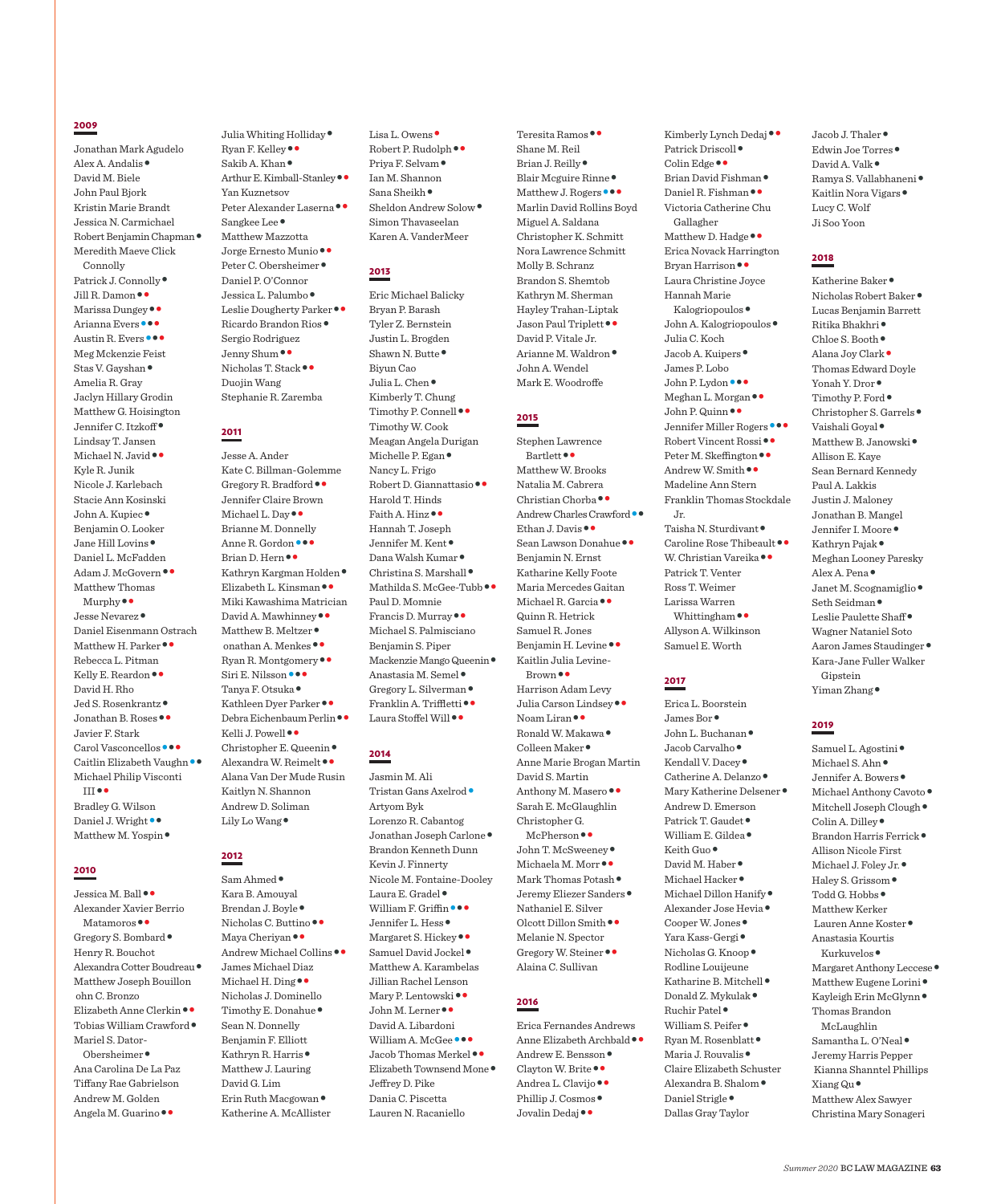## 2009

Jonathan Mark Agudelo
Alex A. Andalis •
David M. Biele
John Paul Bjork
Kristin Marie Brandt
Jessica N. Carmichael
Robert Benjamin Chapman •
Meredith Maeve Click Connolly
Patrick J. Connolly •
Jill R. Damon • •
Marissa Dungey • •
Arianna Evers • • •
Austin R. Evers • • •
Meg Mckenzie Feist
Stas V. Gayshan •
Amelia R. Gray
Jaclyn Hillary Grodin
Matthew G. Hoisington
Jennifer C. Itzkoff •
Lindsay T. Jansen
Michael N. Javid • •
Kyle R. Junik
Nicole J. Karlebach
Stacie Ann Kosinski
John A. Kupiec •
Benjamin O. Looker
Jane Hill Lovins •
Daniel L. McFadden
Adam J. McGovern • •
Matthew Thomas Murphy • •
Jesse Nevarez •
Daniel Eisenmann Ostrach
Matthew H. Parker • •
Rebecca L. Pitman
Kelly E. Reardon • •
David H. Rho
Jed S. Rosenkrantz •
Jonathan B. Roses • •
Javier F. Stark
Carol Vasconcellos • • •
Caitlin Elizabeth Vaughn • •
Michael Philip Visconti III • •
Bradley G. Wilson
Daniel J. Wright • •
Matthew M. Yospin •
Julia Whiting Holliday •
Ryan F. Kelley • •
Sakib A. Khan •
Arthur E. Kimball-Stanley • •
Yan Kuznetsov
Peter Alexander Laserna • •
Sangkee Lee •
Matthew Mazzotta
Jorge Ernesto Munio • •
Peter C. Obersheimer •
Daniel P. O'Connor
Jessica L. Palumbo •
Leslie Dougherty Parker • •
Ricardo Brandon Rios •
Sergio Rodriguez
Jenny Shum • •
Nicholas T. Stack • •
Duojin Wang
Stephanie R. Zaremba

## 2010

Jessica M. Ball • •
Alexander Xavier Berrio Matamoros • •
Gregory S. Bombard •
Henry R. Bouchot
Alexandra Cotter Boudreau •
Matthew Joseph Bouillon
ohn C. Bronzo
Elizabeth Anne Clerkin • •
Tobias William Crawford •
Mariel S. Dator-Obersheimer •
Ana Carolina De La Paz
Tiffany Rae Gabrielson
Andrew M. Golden
Angela M. Guarino • •

## 2011

Jesse A. Ander
Kate C. Billman-Golemme
Gregory R. Bradford • •
Jennifer Claire Brown
Michael L. Day • •
Brianne M. Donnelly
Anne R. Gordon • • •
Brian D. Hern • •
Kathryn Kargman Holden •
Elizabeth L. Kinsman • •
Miki Kawashima Matrician
David A. Mawhinney • •
Matthew B. Meltzer •
onathan A. Menkes • •
Ryan R. Montgomery • •
Siri E. Nilsson • • •
Tanya F. Otsuka •
Kathleen Dyer Parker • •
Debra Eichenbaum Perlin • •
Kelli J. Powell • •
Christopher E. Queenin •
Alexandra W. Reimelt • •
Alana Van Der Mude Rusin
Kaitlyn N. Shannon
Andrew D. Soliman
Lily Lo Wang •

## 2012

Sam Ahmed •
Kara B. Amouyal
Brendan J. Boyle •
Nicholas C. Buttino • •
Maya Cheriyan • •
Andrew Michael Collins • •
James Michael Diaz
Michael H. Ding • •
Nicholas J. Dominello
Timothy E. Donahue •
Sean N. Donnelly
Benjamin F. Elliott
Kathryn R. Harris •
Matthew J. Lauring
David G. Lim
Erin Ruth Macgowan •
Katherine A. McAllister
Lisa L. Owens •
Robert P. Rudolph • •
Priya F. Selvam •
Ian M. Shannon
Sana Sheikh •
Sheldon Andrew Solow •
Simon Thavaseelan
Karen A. VanderMeer

## 2013

Eric Michael Balicky
Bryan P. Barash
Tyler Z. Bernstein
Justin L. Brogden
Shawn N. Butte •
Biyun Cao
Julia L. Chen •
Kimberly T. Chung
Timothy P. Connell • •
Timothy W. Cook
Meagan Angela Durigan
Michelle P. Egan •
Nancy L. Frigo
Robert D. Giannattasio • •
Harold T. Hinds
Faith A. Hinz • •
Hannah T. Joseph
Jennifer M. Kent •
Dana Walsh Kumar •
Christina S. Marshall •
Mathilda S. McGee-Tubb • •
Paul D. Momnie
Francis D. Murray • •
Michael S. Palmisciano
Benjamin S. Piper
Mackenzie Mango Queenin •
Anastasia M. Semel •
Gregory L. Silverman •
Franklin A. Triffletti • •
Laura Stoffel Will • •

## 2014

Jasmin M. Ali
Tristan Gans Axelrod •
Artyom Byk
Lorenzo R. Cabantog
Jonathan Joseph Carlone •
Brandon Kenneth Dunn
Kevin J. Finnerty
Nicole M. Fontaine-Dooley
Laura E. Gradel •
William F. Griffin • • •
Jennifer L. Hess •
Margaret S. Hickey • •
Samuel David Jockel •
Matthew A. Karambelas
Jillian Rachel Lenson
Mary P. Lentowski • •
John M. Lerner • •
David A. Libardoni
William A. McGee • • •
Jacob Thomas Merkel • •
Elizabeth Townsend Mone •
Jeffrey D. Pike
Dania C. Piscetta
Lauren N. Racaniello
Teresita Ramos • •
Shane M. Reil
Brian J. Reilly •
Blair Mcguire Rinne •
Matthew J. Rogers • • •
Marlin David Rollins Boyd
Miguel A. Saldana
Christopher K. Schmitt
Nora Lawrence Schmitt
Molly B. Schranz
Brandon S. Shemtob
Kathryn M. Sherman
Hayley Trahan-Liptak
Jason Paul Triplett • •
David P. Vitale Jr.
Arianne M. Waldron •
John A. Wendel
Mark E. Woodroffe

## 2015

Stephen Lawrence Bartlett • •
Matthew W. Brooks
Natalia M. Cabrera
Christian Chorba • •
Andrew Charles Crawford • •
Ethan J. Davis • •
Sean Lawson Donahue • •
Benjamin N. Ernst
Katharine Kelly Foote
Maria Mercedes Gaitan
Michael R. Garcia • •
Quinn R. Hetrick
Samuel R. Jones
Benjamin H. Levine • •
Kaitlin Julia Levine-Brown • •
Harrison Adam Levy
Julia Carson Lindsey • •
Noam Liran • •
Ronald W. Makawa •
Colleen Maker •
Anne Marie Brogan Martin
David S. Martin
Anthony M. Masero • •
Sarah E. McGlaughlin
Christopher G. McPherson • •
John T. McSweeney •
Michaela M. Morr • •
Mark Thomas Potash •
Jeremy Eliezer Sanders •
Nathaniel E. Silver
Olcott Dillon Smith • •
Melanie N. Spector
Gregory W. Steiner • •
Alaina C. Sullivan

## 2016

Erica Fernandes Andrews
Anne Elizabeth Archbald • •
Andrew E. Bensson •
Clayton W. Brite • •
Andrea L. Clavijo • •
Phillip J. Cosmos •
Jovalin Dedaj • •
Kimberly Lynch Dedaj • •
Patrick Driscoll •
Colin Edge • •
Brian David Fishman •
Daniel R. Fishman • •
Victoria Catherine Chu Gallagher
Matthew D. Hadge • •
Erica Novack Harrington
Bryan Harrison • •
Laura Christine Joyce
Hannah Marie Kalogriopoulos •
John A. Kalogriopoulos •
Julia C. Koch
Jacob A. Kuipers •
James P. Lobo
John P. Lydon • • •
Meghan L. Morgan • •
John P. Quinn • •
Jennifer Miller Rogers • • •
Robert Vincent Rossi • •
Peter M. Skeffington • •
Andrew W. Smith • •
Madeline Ann Stern
Franklin Thomas Stockdale Jr.
Taisha N. Sturdivant •
Caroline Rose Thibeault • •
W. Christian Vareika • •
Patrick T. Venter
Ross T. Weimer
Larissa Warren Whittingham • •
Allyson A. Wilkinson
Samuel E. Worth

## 2017

Erica A. Boorstein
James Bor •
John L. Buchanan •
Jacob Carvalho •
Kendall V. Dacey •
Catherine A. Delanzo •
Mary Katherine Delsener •
Andrew D. Emerson
Patrick T. Gaudet •
William E. Gildea •
Keith Guo •
David M. Haber •
Michael Hacker •
Michael Dillon Hanify •
Alexander Jose Hevia •
Cooper W. Jones •
Yara Kass-Gergi •
Nicholas G. Knoop •
Rodline Louijeune
Katharine B. Mitchell •
Donald Z. Mykulak •
Ruchir Patel •
William S. Peifer •
Ryan M. Rosenblatt •
Maria J. Rouvalis •
Claire Elizabeth Schuster
Alexandra B. Shalom •
Daniel Strigle •
Dallas Gray Taylor
Jacob J. Thaler •
Edwin Joe Torres •
David A. Valk •
Ramya S. Vallabhaneni •
Kaitlin Nora Vigars •
Lucy C. Wolf
Ji Soo Yoon

## 2018

Katherine Baker •
Nicholas Robert Baker •
Lucas Benjamin Barrett
Ritika Bhakhri •
Chloe S. Booth •
Alana Joy Clark •
Thomas Edward Doyle
Yonah Y. Dror •
Timothy P. Ford •
Christopher S. Garrels •
Vaishali Goyal •
Matthew B. Janowski •
Allison L. Kaye
Sean Bernard Kennedy
Paul A. Lakkis
Justin J. Maloney
Jonathan B. Mangel
Jennifer I. Moore •
Kathryn Pajak •
Meghan Looney Paresky
Alex A. Pena •
Janet M. Scognamiglio •
Seth Seidman •
Leslie Paulette Shaff •
Wagner Nataniel Soto
Aaron James Staudinger •
Kara-Jane Fuller Walker Gipstein
Yiman Zhang •

## 2019

Samuel L. Agostini •
Michael S. Ahn •
Jennifer A. Bowers •
Michael Anthony Cavoto •
Mitchell Joseph Clough •
Colin A. Dilley •
Brandon Harris Ferrick •
Allison Nicole First
Michael J. Foley Jr. •
Haley S. Grissom •
Todd G. Hobbs •
Matthew Kerker
Lauren Anne Koster •
Anastasia Kourtis Kurkuvelos •
Margaret Anthony Leccese •
Matthew Eugene Lorini •
Kayleigh Erin McGlynn •
Thomas Brandon McLaughlin
Samantha L. O'Neal •
Jeremy Harris Pepper
Kianna Shanntel Phillips
Xiang Qu •
Matthew Alex Sawyer
Christina Mary Sonageri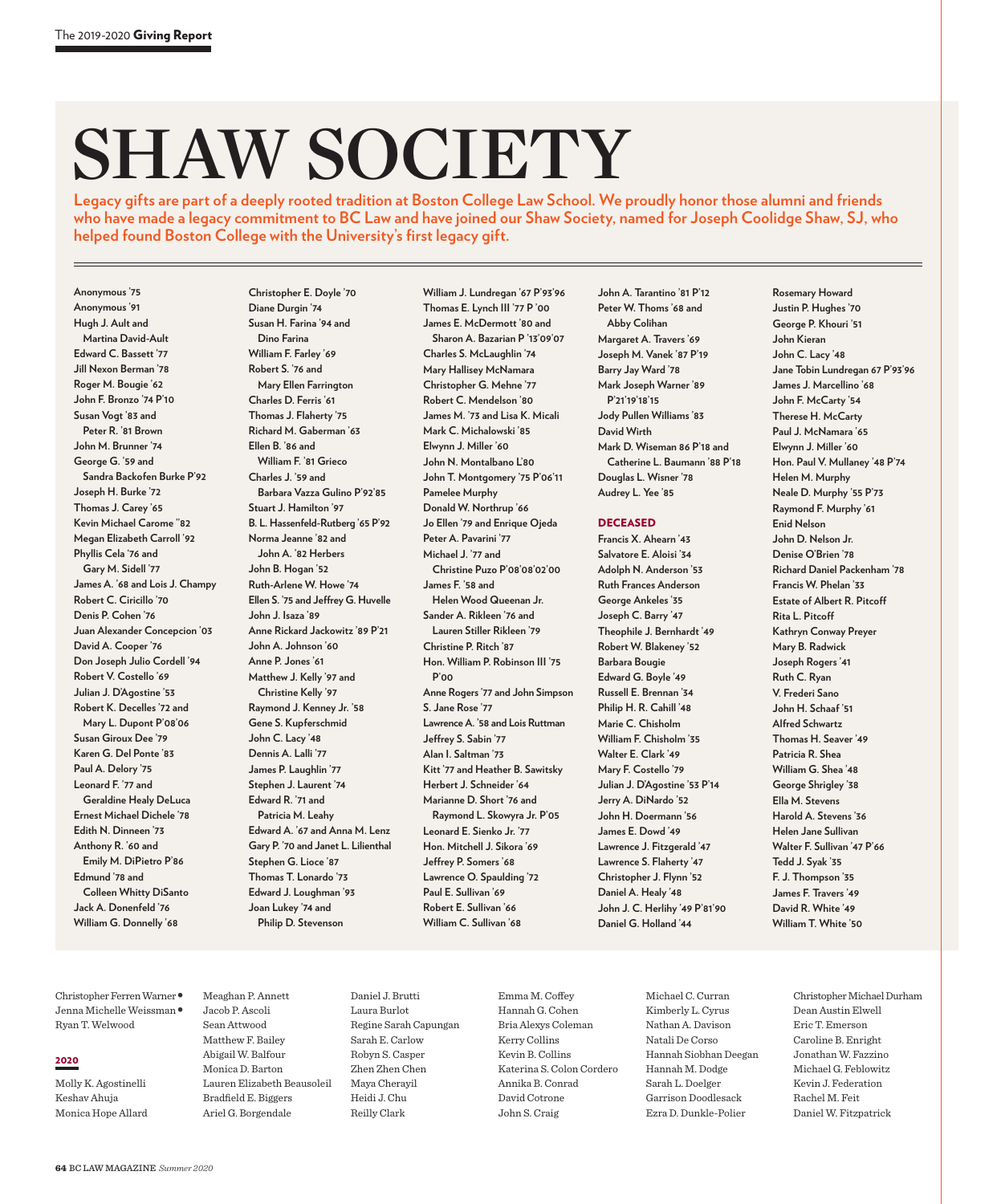# SHAW SOCIETY

**Legacy gifts are part of a deeply rooted tradition at Boston College Law School. We proudly honor those alumni and friends who have made a legacy commitment to BC Law and have joined our Shaw Society, named for Joseph Coolidge Shaw, SJ, who helped found Boston College with the University's first legacy gift.**

Anonymous '75
Anonymous '91
Hugh J. Ault and Martina David-Ault
Edward C. Bassett '77
Jill Nexon Berman '78
Roger M. Bougie '62
John F. Bronzo '74 P'10
Susan Vogt '83 and Peter R. '81 Brown
John M. Brunner '74
George G. '59 and Sandra Backofen Burke P'92
Joseph H. Burke '72
Thomas J. Carey '65
Kevin Michael Carome "82
Megan Elizabeth Carroll '92
Phyllis Cela '76 and Gary M. Sidell '77
James A. '68 and Lois J. Champy
Robert C. Ciricillo '70
Denis P. Cohen '76
Juan Alexander Concepcion '03
David A. Cooper '76
Don Joseph Julio Cordell '94
Robert V. Costello '69
Julian J. D'Agostine '53
Robert K. Decelles '72 and Mary L. Dupont P'08'06
Susan Giroux Dee '79
Karen G. Del Ponte '83
Paul A. Delory '75
Leonard F. '77 and Geraldine Healy DeLuca
Ernest Michael Dichele '78
Edith N. Dinneen '73
Anthony R. '60 and Emily M. DiPietro P'86
Edmund '78 and Colleen Whitty DiSanto
Jack A. Donenfeld '76
William G. Donnelly '68
Christopher E. Doyle '70
Diane Durgin '74
Susan H. Farina '94 and Dino Farina
William F. Farley '69
Robert S. '76 and Mary Ellen Farrington
Charles D. Ferris '61
Thomas J. Flaherty '75
Richard M. Gaberman '63
Ellen B. '86 and William F. '81 Grieco
Charles J. '59 and Barbara Vazza Gulino P'92'85
Stuart J. Hamilton '97
B. L. Hassenfeld-Rutberg '65 P'92
Norma Jeanne '82 and John A. '82 Herbers
John B. Hogan '52
Ruth-Arlene W. Howe '74
Ellen S. '75 and Jeffrey G. Huvelle
John J. Isaza '89
Anne Rickard Jackowitz '89 P'21
John A. Johnson '60
Anne P. Jones '61
Matthew J. Kelly '97 and Christine Kelly '97
Raymond J. Kenney Jr. '58
Gene S. Kupferschmid
John C. Lacy '48
Dennis A. Lalli '77
James P. Laughlin '77
Stephen J. Laurent '74
Edward R. '71 and Patricia M. Leahy
Edward A. '67 and Anna M. Lenz
Gary P. '70 and Janet L. Lilienthal
Stephen G. Lioce '87
Thomas T. Lonardo '73
Edward J. Loughman '93
Joan Lukey '74 and Philip D. Stevenson
William J. Lundregan '67 P'93'96
Thomas E. Lynch III '77 P '00
James E. McDermott '80 and Sharon A. Bazarian P '13'09'07
Charles S. McLaughlin '74
Mary Hallisey McNamara
Christopher G. Mehne '77
Robert C. Mendelson '80
James M. '73 and Lisa K. Micali
Mark C. Michalowski '85
Elwynn J. Miller '60
John N. Montalbano L'80
John T. Montgomery '75 P'06'11
Pamelee Murphy
Donald W. Northrup '66
Jo Ellen '79 and Enrique Ojeda
Peter A. Pavarini '77
Michael J. '77 and Christine Puzo P'08'08'02'00
James F. '58 and Helen Wood Queenan Jr.
Sander A. Rikleen '76 and Lauren Stiller Rikleen '79
Christine P. Ritch '87
Hon. William P. Robinson III '75 P'00
Anne Rogers '77 and John Simpson
S. Jane Rose '77
Lawrence A. '58 and Lois Ruttman
Jeffrey S. Sabin '77
Alan I. Saltman '73
Kitt '77 and Heather B. Sawitsky
Herbert J. Schneider '64
Marianne D. Short '76 and Raymond L. Skowyra Jr. P'05
Leonard E. Sienko Jr. '77
Hon. Mitchell J. Sikora '69
Jeffrey P. Somers '68
Lawrence O. Spaulding '72
Paul E. Sullivan '69
Robert E. Sullivan '66
William C. Sullivan '68
John A. Tarantino '81 P'12
Peter W. Thoms '68 and Abby Colihan
Margaret A. Travers '69
Joseph M. Vanek '87 P'19
Barry Jay Ward '78
Mark Joseph Warner '89 P'21'19'18'15
Jody Pullen Williams '83
David Wirth
Mark D. Wiseman 86 P'18 and Catherine L. Baumann '88 P'18
Douglas L. Wisner '78
Audrey L. Yee '85

## DECEASED

Francis X. Ahearn '43
Salvatore E. Aloisi '34
Adolph N. Anderson '53
Ruth Frances Anderson
George Ankeles '35
Joseph C. Barry '47
Theophile J. Bernhardt '49
Robert W. Blakeney '52
Barbara Bougie
Edward G. Boyle '49
Russell E. Brennan '34
Philip H. R. Cahill '48
Marie C. Chisholm
William F. Chisholm '35
Walter E. Clark '49
Mary F. Costello '79
Julian J. D'Agostine '53 P'14
Jerry A. DiNardo '52
John H. Doermann '56
James E. Dowd '49
Lawrence J. Fitzgerald '47
Lawrence S. Flaherty '47
Christopher J. Flynn '52
Daniel A. Healy '48
John J. C. Herlihy '49 P'81'90
Daniel G. Holland '44
Rosemary Howard
Justin P. Hughes '70
George P. Khouri '51
John Kieran
John C. Lacy '48
Jane Tobin Lundregan 67 P'93'96
James J. Marcellino '68
John F. McCarty '54
Therese H. McCarty
Paul J. McNamara '65
Elwynn J. Miller '60
Hon. Paul V. Mullaney '48 P'74
Helen M. Murphy
Neale D. Murphy '55 P'73
Raymond F. Murphy '61
Enid Nelson
John D. Nelson Jr.
Denise O'Brien '78
Richard Daniel Packenham '78
Francis W. Phelan '33
Estate of Albert R. Pitcoff
Rita L. Pitcoff
Kathryn Conway Preyer
Mary B. Radwick
Joseph Rogers '41
Ruth C. Ryan
V. Frederi Sano
John H. Schaaf '51
Alfred Schwartz
Thomas H. Seaver '49
Patricia R. Shea
William G. Shea '48
George Shrigley '38
Ella M. Stevens
Harold A. Stevens '36
Helen Jane Sullivan
Walter F. Sullivan '47 P'66
Tedd J. Syak '35
F. J. Thompson '35
James F. Travers '49
David R. White '49
William T. White '50

---

Christopher Ferren Warner •
Jenna Michelle Weissman •
Ryan T. Welwood

## 2020

Molly K. Agostinelli
Keshav Ahuja
Monica Hope Allard
Meaghan P. Annett
Jacob P. Ascoli
Sean Attwood
Matthew F. Bailey
Abigail W. Balfour
Monica D. Barton
Lauren Elizabeth Beausoleil
Bradfield E. Biggers
Ariel G. Borgendale
Daniel J. Brutti
Laura Burlot
Regine Sarah Capungan
Sarah E. Carlow
Robyn S. Casper
Zhen Zhen Chen
Maya Cherayil
Heidi J. Chu
Reilly Clark
Emma M. Coffey
Hannah G. Cohen
Bria Alexys Coleman
Kerry Collins
Kevin B. Collins
Katerina S. Colon Cordero
Annika B. Conrad
David Cotrone
John S. Craig
Michael C. Curran
Kimberly L. Cyrus
Nathan A. Davison
Natali De Corso
Hannah Siobhan Deegan
Hannah M. Dodge
Sarah L. Doelger
Garrison Doodlesack
Ezra D. Dunkle-Polier
Christopher Michael Durham
Dean Austin Elwell
Eric T. Emerson
Caroline B. Enright
Jonathan W. Fazzino
Michael G. Feblowitz
Kevin J. Federation
Rachel M. Feit
Daniel W. Fitzpatrick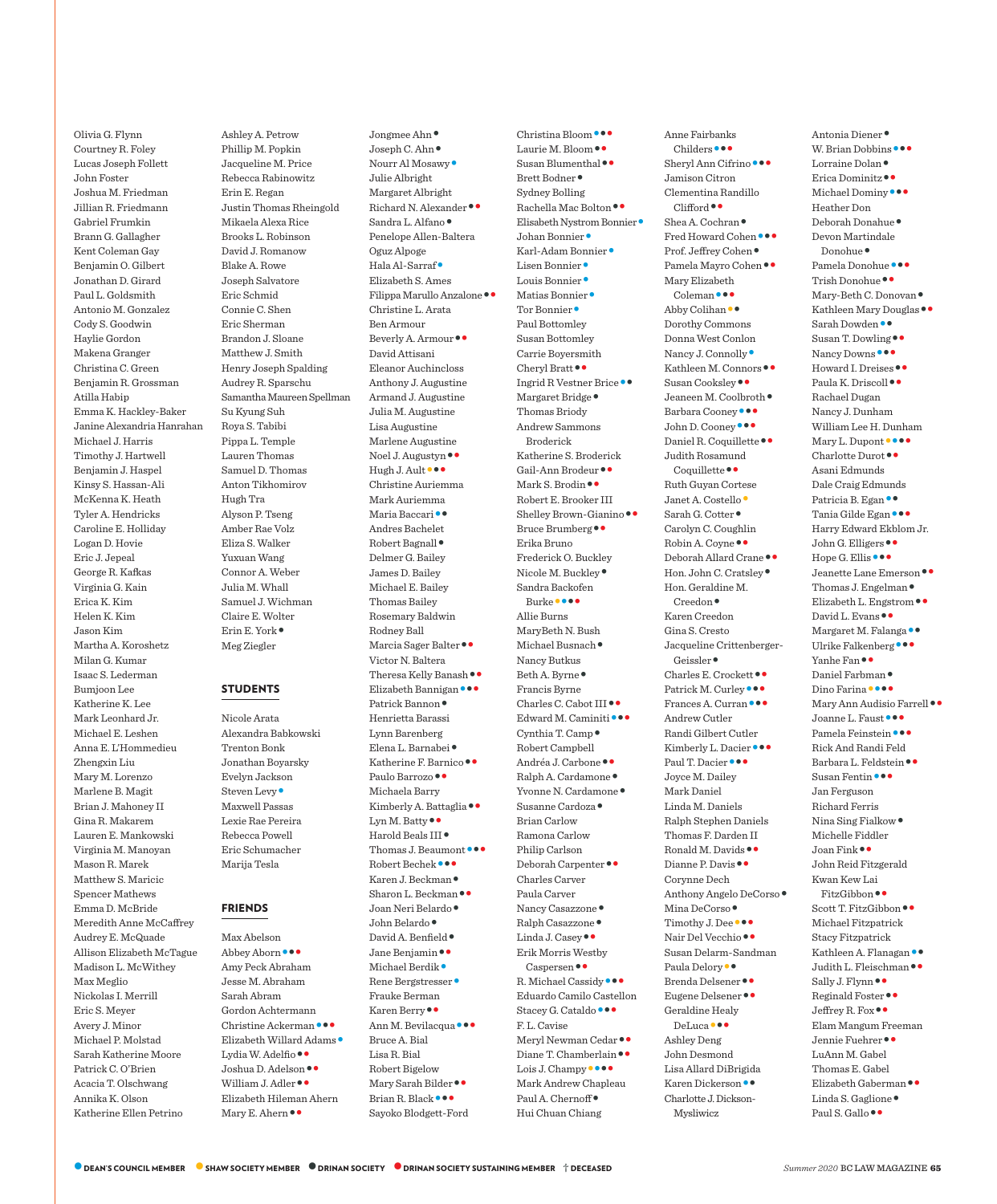Olivia G. Flynn
Courtney R. Foley
Lucas Joseph Follett
John Foster
Joshua M. Friedman
Jillian R. Friedmann
Gabriel Frumkin
Brann G. Gallagher
Kent Coleman Gay
Benjamin O. Gilbert
Jonathan D. Girard
Paul L. Goldsmith
Antonio M. Gonzalez
Cody S. Goodwin
Haylie Gordon
Makena Granger
Christina C. Green
Benjamin R. Grossman
Atilla Habip
Emma K. Hackley-Baker
Janine Alexandria Hanrahan
Michael J. Harris
Timothy J. Hartwell
Benjamin J. Haspel
Kinsy S. Hassan-Ali
McKenna K. Heath
Tyler A. Hendricks
Caroline E. Holliday
Logan D. Hovie
Eric J. Jepeal
George R. Kafkas
Virginia G. Kain
Erica K. Kim
Helen K. Kim
Jason Kim
Martha A. Koroshetz
Milan G. Kumar
Isaac S. Lederman
Bumjoon Lee
Katherine K. Lee
Mark Leonhard Jr.
Michael E. Leshen
Anna E. L'Hommedieu
Zhengxin Liu
Mary M. Lorenzo
Marlene B. Magit
Brian J. Mahoney II
Gina R. Makarem
Lauren E. Mankowski
Virginia M. Manoyan
Mason R. Marek
Matthew S. Maricic
Spencer Mathews
Emma D. McBride
Meredith Anne McCaffrey
Audrey E. McQuade
Allison Elizabeth McTague
Madison L. McWithey
Max Meglio
Nickolas I. Merrill
Eric S. Meyer
Avery J. Minor
Michael P. Molstad
Sarah Katherine Moore
Patrick C. O'Brien
Acacia T. Olschwang
Annika K. Olson
Katherine Ellen Petrino
Ashley A. Petrow
Phillip M. Popkin
Jacqueline M. Price
Rebecca Rabinowitz
Erin E. Regan
Justin Thomas Rheingold
Mikaela Alexa Rice
Brooks L. Robinson
David J. Romanow
Blake A. Rowe
Joseph Salvatore
Eric Schmid
Connie C. Shen
Eric Sherman
Brandon J. Sloane
Matthew J. Smith
Henry Joseph Spalding
Audrey R. Sparschu
Samantha Maureen Spellman
Su Kyung Suh
Roya S. Tabibi
Pippa L. Temple
Lauren Thomas
Samuel D. Thomas
Anton Tikhomirov
Hugh Tra
Alyson P. Tseng
Amber Rae Volz
Eliza S. Walker
Yuxuan Wang
Connor A. Weber
Julia M. Whall
Samuel J. Wichman
Claire E. Wolter
Erin E. York ●
Meg Ziegler

## STUDENTS

Nicole Arata
Alexandra Babkowski
Trenton Bonk
Jonathan Boyarsky
Evelyn Jackson
Steven Levy ●
Maxwell Passas
Lexie Rae Pereira
Rebecca Powell
Eric Schumacher
Marija Tesla

## FRIENDS

Max Abelson
Abbey Aborn ●●●
Amy Peck Abraham
Jesse M. Abraham
Sarah Abram
Gordon Achtermann
Christine Ackerman ●●●
Elizabeth Willard Adams ●
Lydia W. Adelfio ●●
Joshua D. Adelson ●●
William J. Adler ●●
Elizabeth Hileman Ahern
Mary E. Ahern ●●
Jongmee Ahn ●
Joseph C. Ahn ●
Nourr Al Mosawy ●
Julie Albright
Margaret Albright
Richard N. Alexander ●●
Sandra L. Alfano ●
Penelope Allen-Baltera
Oguz Alpoge
Hala Al-Sarraf ●
Elizabeth S. Ames
Filippa Marullo Anzalone ●●
Christine L. Arata
Ben Armour
Beverly A. Armour ●●
David Attisani
Eleanor Auchincloss
Anthony J. Augustine
Armand J. Augustine
Julia M. Augustine
Lisa Augustine
Marlene Augustine
Noel J. Augustyn ●●
Hugh J. Ault ●●●
Christine Auriemma
Mark Auriemma
Maria Baccari ●●
Andres Bachelet
Robert Bagnall ●
Delmer G. Bailey
James D. Bailey
Michael E. Bailey
Thomas Bailey
Rosemary Baldwin
Rodney Ball
Marcia Sager Balter ●●
Victor N. Baltera
Theresa Kelly Banash ●●
Elizabeth Bannigan ●●●
Patrick Bannon ●
Henrietta Barassi
Lynn Barenberg
Elena L. Barnabei ●
Katherine F. Barnico ●●
Paulo Barrozo ●●
Michaela Barry
Kimberly A. Battaglia ●●
Lyn M. Batty ●●
Harold Beals III ●
Thomas J. Beaumont ●●●
Robert Bechek ●●●
Karen J. Beckman ●
Sharon L. Beckman ●●
Joan Neri Belardo ●
John Belardo ●
David A. Benfield ●
Jane Benjamin ●●
Michael Berdik ●
Rene Bergstresser ●
Frauke Berman
Karen Berry ●●
Ann M. Bevilacqua ●●●
Bruce A. Bial
Lisa R. Bial
Robert Bigelow
Mary Sarah Bilder ●●
Brian R. Black ●●●
Sayoko Blodgett-Ford
Christina Bloom ●●●
Laurie M. Bloom ●●
Susan Blumenthal ●●
Brett Bodner ●
Sydney Bolling
Rachella Mac Bolton ●●
Elisabeth Nystrom Bonnier ●
Johan Bonnier ●
Karl-Adam Bonnier ●
Lisen Bonnier ●
Louis Bonnier ●
Matias Bonnier ●
Tor Bonnier ●
Paul Bottomley
Susan Bottomley
Carrie Boyersmith
Cheryl Bratt ●●
Ingrid R Vestner Brice ●●
Margaret Bridge ●
Thomas Briody
Andrew Sammons Broderick
Katherine S. Broderick
Gail-Ann Brodeur ●●
Mark S. Brodin ●●
Robert E. Brooker III
Shelley Brown-Gianino ●●
Bruce Brumberg ●●
Erika Bruno
Frederick O. Buckley
Nicole M. Buckley ●
Sandra Backofen Burke ●●●●
Allie Burns
MaryBeth N. Bush
Michael Busnach ●
Nancy Butkus
Beth A. Byrne ●
Francis Byrne
Charles C. Cabot III ●●
Edward M. Caminiti ●●●
Cynthia T. Camp ●
Robert Campbell
Andréa J. Carbone ●●
Ralph A. Cardamone ●
Yvonne N. Cardamone ●
Susanne Cardoza ●
Brian Carlow
Ramona Carlow
Philip Carlson
Deborah Carpenter ●●
Charles Carver
Paula Carver
Nancy Casazzone ●
Ralph Casazzone ●
Linda J. Casey ●●
Erik Morris Westby Caspersen ●●
R. Michael Cassidy ●●●
Eduardo Camilo Castellon
Stacey G. Cataldo ●●●
F. L. Cavise
Meryl Newman Cedar ●●
Diane T. Chamberlain ●●
Lois J. Champy ●●●●
Mark Andrew Chapleau
Paul A. Chernoff ●
Hui Chuan Chiang
Anne Fairbanks Childers ●●●
Sheryl Ann Cifrino ●●●
Jamison Citron
Clementina Randillo Clifford ●●
Shea A. Cochran ●
Fred Howard Cohen ●●●
Prof. Jeffrey Cohen ●
Pamela Mayro Cohen ●●
Mary Elizabeth Coleman ●●●
Abby Colihan ●●
Dorothy Commons
Donna West Conlon
Nancy J. Connolly ●
Kathleen M. Connors ●●
Susan Cooksley ●●
Jeaneen M. Coolbroth ●
Barbara Cooney ●●●
John D. Cooney ●●●
Daniel R. Coquillette ●●
Judith Rosamund Coquillette ●●
Ruth Guyan Cortese
Janet A. Costello ●
Sarah G. Cotter ●
Carolyn C. Coughlin
Robin A. Coyne ●●
Deborah Allard Crane ●●
Hon. John C. Cratsley ●
Hon. Geraldine M. Creedon ●
Karen Creedon
Gina S. Cresto
Jacqueline Crittenberger-Geissler ●
Charles E. Crockett ●●
Patrick M. Curley ●●●
Frances A. Curran ●●●
Andrew Cutler
Randi Gilbert Cutler
Kimberly L. Dacier ●●●
Paul T. Dacier ●●●
Joyce M. Dailey
Mark Daniel
Linda M. Daniels
Ralph Stephen Daniels
Thomas F. Darden II
Ronald M. Davids ●●
Dianne P. Davis ●●
Corynne Dech
Anthony Angelo DeCorso ●
Mina DeCorso ●
Timothy J. Dee ●●●
Nair Del Vecchio ●●
Susan Delarm-Sandman
Paula Delory ●●
Brenda Delsener ●●
Eugene Delsener ●●
Geraldine Healy DeLuca ●●●
Ashley Deng
John Desmond
Lisa Allard DiBrigida
Karen Dickerson ●●
Charlotte J. Dickson-Mysliwicz
Antonia Diener ●
W. Brian Dobbins ●●●
Lorraine Dolan ●
Erica Dominitz ●●
Michael Dominy ●●●
Heather Don
Deborah Donahue ●
Devon Martindale Donohue ●
Pamela Donohue ●●●
Trish Donohue ●●
Mary-Beth C. Donovan ●
Kathleen Mary Douglas ●●
Sarah Dowden ●●
Susan T. Dowling ●●
Nancy Downs ●●●
Howard I. Dreises ●●
Paula K. Driscoll ●●
Rachael Dugan
Nancy J. Dunham
William Lee H. Dunham
Mary L. Dupont ●●●●
Charlotte Durot ●●
Asani Edmunds
Dale Craig Edmunds
Patricia B. Egan ●●
Tania Gilde Egan ●●●
Harry Edward Ekblom Jr.
John G. Elligers ●●
Hope G. Ellis ●●●
Jeanette Lane Emerson ●●
Thomas J. Engelman ●
Elizabeth L. Engstrom ●●
David L. Evans ●●
Margaret M. Falanga ●●
Ulrike Falkenberg ●●●
Yanhe Fan ●●
Daniel Farbman ●
Dino Farina ●●●●
Mary Ann Audisio Farrell ●●
Joanne L. Faust ●●●
Pamela Feinstein ●●●
Rick And Randi Feld
Barbara L. Feldstein ●●
Susan Fentin ●●●
Jan Ferguson
Richard Ferris
Nina Sing Fialkow ●
Michelle Fiddler
Joan Fink ●●
John Reid Fitzgerald
Kwan Kew Lai FitzGibbon ●●
Scott T. FitzGibbon ●●
Michael Fitzpatrick
Stacy Fitzpatrick
Kathleen A. Flanagan ●●
Judith L. Fleischman ●●
Sally J. Flynn ●●
Reginald Foster ●●
Jeffrey R. Fox ●●
Elam Mangum Freeman
Jennie Fuehrer ●●
LuAnn M. Gabel
Thomas E. Gabel
Elizabeth Gaberman ●●
Linda S. Gaglione ●
Paul S. Gallo ●●

● DEAN'S COUNCIL MEMBER ● SHAW SOCIETY MEMBER ● DRINAN SOCIETY ● DRINAN SOCIETY SUSTAINING MEMBER † DECEASED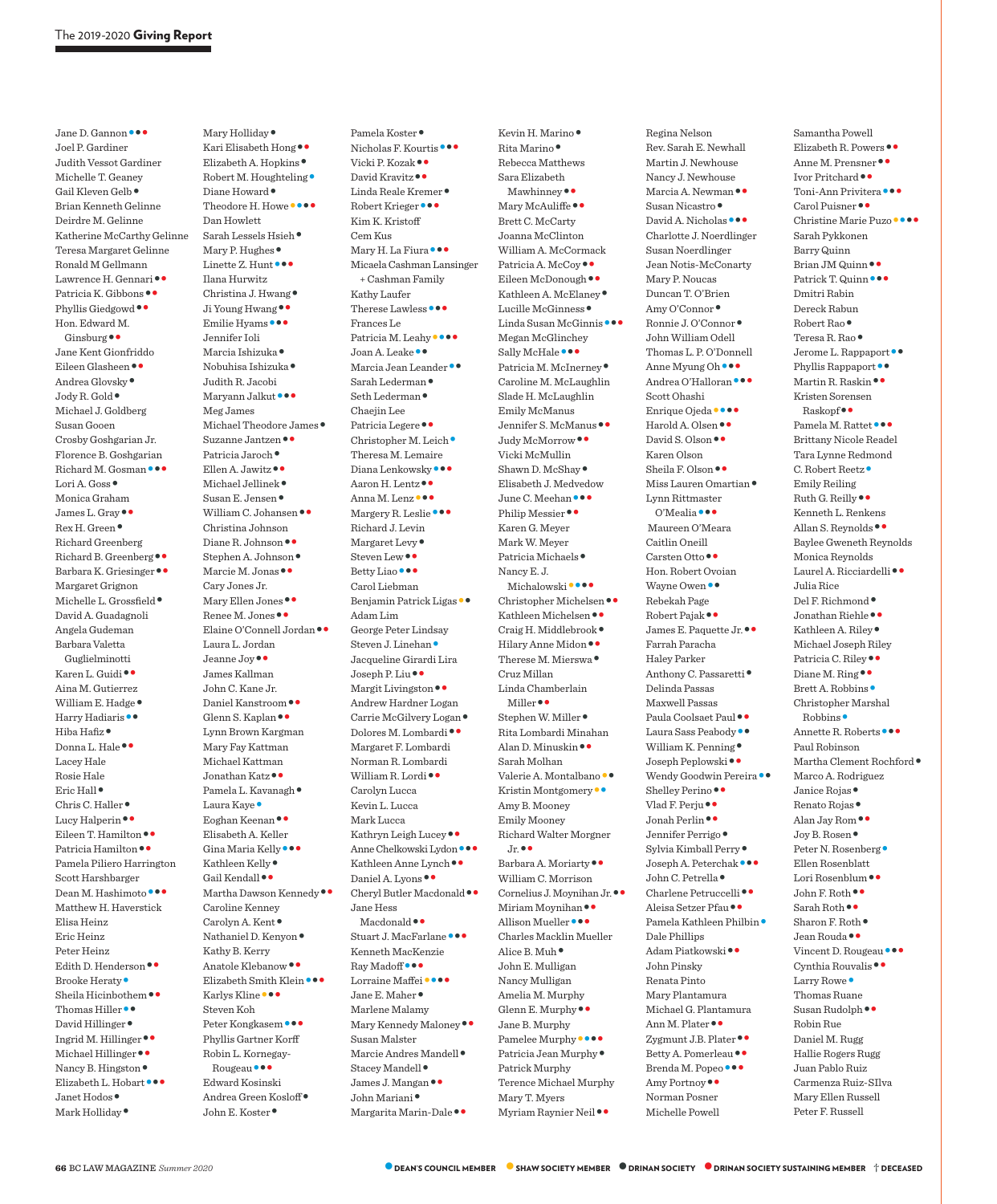Jane D. Gannon ●●●
Joel P. Gardiner
Judith Vessot Gardiner
Michelle T. Geaney
Gail Kleven Gelb ●
Brian Kenneth Gelinne
Deirdre M. Gelinne
Katherine McCarthy Gelinne
Teresa Margaret Gelinne
Ronald M Gellmann
Lawrence H. Gennari ●●
Patricia K. Gibbons ●●
Phyllis Giedgowd ●●
Hon. Edward M. Ginsburg ●●
Jane Kent Gionfriddo
Eileen Glasheen ●●
Andrea Glovsky ●
Jody R. Gold ●
Michael J. Goldberg
Susan Gooen
Crosby Goshgarian Jr.
Florence B. Goshgarian
Richard M. Gosman ●●●
Lori A. Goss ●
Monica Graham
James L. Gray ●●
Rex H. Green ●
Richard Greenberg
Richard B. Greenberg ●●
Barbara K. Griesinger ●●
Margaret Grignon
Michelle L. Grossfield ●
David A. Guadagnoli
Angela Gudeman
Barbara Valetta Guglielminotti
Karen L. Guidi ●●
Aina M. Gutierrez
William E. Hadge ●
Harry Hadiaris ●●
Hiba Hafiz ●
Donna L. Hale ●●
Lacey Hale
Rosie Hale
Eric Hall ●
Chris C. Haller ●
Lucy Halperin ●●
Eileen T. Hamilton ●●
Patricia Hamilton ●●
Pamela Piliero Harrington
Scott Harshbarger
Dean M. Hashimoto ●●●
Matthew H. Haverstick
Elisa Heinz
Eric Heinz
Peter Heinz
Edith D. Henderson ●●
Brooke Heraty ●
Sheila Hicinbothem ●●
Thomas Hiller ●●
David Hillinger ●
Ingrid M. Hillinger ●●
Michael Hillinger ●●
Nancy B. Hingston ●
Elizabeth L. Hobart ●●●
Janet Hodos ●
Mark Holliday ●
Mary Holliday ●
Kari Elisabeth Hong ●●
Elizabeth A. Hopkins ●
Robert M. Houghteling ●
Diane Howard ●
Theodore H. Howe ●●●●
Dan Howlett
Sarah Lessels Hsieh ●
Mary P. Hughes ●
Linette Z. Hunt ●●●
Ilana Hurwitz
Christina J. Hwang ●
Ji Young Hwang ●●
Emilie Hyams ●●●
Jennifer Ioli
Marcia Ishizuka ●
Nobuhisa Ishizuka ●
Judith R. Jacobi
Maryann Jalkut ●●●
Meg James
Michael Theodore James ●
Suzanne Jantzen ●●
Patricia Jaroch ●
Ellen A. Jawitz ●●
Michael Jellinek ●
Susan E. Jensen ●
William C. Johansen ●●
Christina Johnson
Diane R. Johnson ●●
Stephen A. Johnson ●
Marcie M. Jonas ●●
Cary Jones Jr.
Mary Ellen Jones ●●
Renee M. Jones ●●
Elaine O'Connell Jordan ●●
Laura L. Jordan
Jeanne Joy ●●
James Kallman
John C. Kane Jr.
Daniel Kanstroom ●●
Glenn S. Kaplan ●●
Lynn Brown Kargman
Mary Fay Kattman
Michael Kattman
Jonathan Katz ●●
Pamela L. Kavanagh ●
Laura Kaye ●
Eoghan Keenan ●●
Elisabeth A. Keller
Gina Maria Kelly ●●●
Kathleen Kelly ●
Gail Kendall ●●
Martha Dawson Kennedy ●●
Caroline Kenney
Carolyn A. Kent ●
Nathaniel D. Kenyon ●
Kathy B. Kerry
Anatole Klebanow ●●
Elizabeth Smith Klein ●●●
Karlys Kline ●●●
Steven Koh
Peter Kongkasem ●●●
Phyllis Gartner Korff
Robin L. Kornegay-Rougeau ●●●
Edward Kosinski
Andrea Green Kosloff ●
John E. Koster ●
Pamela Koster ●
Nicholas F. Kourtis ●●●
Vicki P. Kozak ●●
David Kravitz ●●
Linda Reale Kremer ●
Robert Krieger ●●●
Kim K. Kristoff
Cem Kus
Mary H. La Fiura ●●●
Micaela Cashman Lansinger + Cashman Family
Kathy Laufer
Therese Lawless ●●●
Frances Le
Patricia M. Leahy ●●●●
Joan A. Leake ●●
Marcia Jean Leander ●●
Sarah Lederman ●
Seth Lederman ●
Chaejin Lee
Patricia Legere ●●
Christopher M. Leich ●
Theresa M. Lemaire
Diana Lenkowsky ●●●
Aaron H. Lentz ●●
Anna M. Lenz ●●●
Margery R. Leslie ●●●
Richard J. Levin
Margaret Levy ●
Steven Lew ●●
Betty Liao ●●●
Carol Liebman
Benjamin Patrick Ligas ●●
Adam Lim
George Peter Lindsay
Steven J. Linehan ●
Jacqueline Girardi Lira
Joseph P. Liu ●●
Margit Livingston ●●
Andrew Hardner Logan
Carrie McGilvery Logan ●
Dolores M. Lombardi ●●
Margaret F. Lombardi
Norman R. Lombardi
William R. Lordi ●●
Carolyn Lucca
Kevin L. Lucca
Mark Lucca
Kathryn Leigh Lucey ●●
Anne Chelkowski Lydon ●●●
Kathleen Anne Lynch ●●
Daniel A. Lyons ●●
Cheryl Butler Macdonald ●●
Jane Hess Macdonald ●●
Stuart J. MacFarlane ●●●
Kenneth MacKenzie
Ray Madoff ●●●
Lorraine Maffei ●●●●
Jane E. Maher ●
Marlene Malamy
Mary Kennedy Maloney ●●
Susan Malster
Marcie Andres Mandell ●
Stacey Mandell ●
James J. Mangan ●●
John Mariani ●
Margarita Marin-Dale ●●
Kevin H. Marino ●
Rita Marino ●
Rebecca Matthews
Sara Elizabeth Mawhinney ●●
Mary McAuliffe ●●
Brett C. McCarty
Joanna McClinton
William A. McCormack
Patricia A. McCoy ●●
Eileen McDonough ●●
Kathleen A. McElaney ●
Lucille McGinness ●
Linda Susan McGinnis ●●●
Megan McGlinchey
Sally McHale ●●●
Patricia M. McInerney ●
Caroline M. McLaughlin
Slade H. McLaughlin
Emily McManus
Jennifer S. McManus ●●
Judy McMorrow ●●
Vicki McMullin
Shawn D. McShay ●
Elisabeth J. Medvedow
June C. Meehan ●●●
Philip Messier ●●
Karen G. Meyer
Mark W. Meyer
Patricia Michaels ●
Nancy E. J. Michalowski ●●●●
Christopher Michelsen ●●
Kathleen Michelsen ●●
Craig H. Middlebrook ●
Hilary Anne Midon ●●
Therese M. Mierswa ●
Cruz Millan
Linda Chamberlain Miller ●●
Stephen W. Miller ●
Rita Lombardi Minahan
Alan D. Minuskin ●●
Sarah Molhan
Valerie A. Montalbano ●●
Kristin Montgomery ●●
Amy B. Mooney
Emily Mooney
Richard Walter Morgner Jr. ●●
Barbara A. Moriarty ●●
William C. Morrison
Cornelius J. Moynihan Jr. ●●
Miriam Moynihan ●●
Allison Mueller ●●●
Charles Macklin Mueller
Alice B. Muh ●
John E. Mulligan
Nancy Mulligan
Amelia M. Murphy
Glenn E. Murphy ●●
Jane B. Murphy
Pamelee Murphy ●●●●
Patricia Jean Murphy ●
Patrick Murphy
Terence Michael Murphy
Mary T. Myers
Myriam Raynier Neil ●●
Regina Nelson
Rev. Sarah E. Newhall
Martin J. Newhouse
Nancy J. Newhouse
Marcia A. Newman ●●
Susan Nicastro ●
David A. Nicholas ●●●
Charlotte J. Noerdlinger
Susan Noerdlinger
Jean Notis-McConarty
Mary P. Noucas
Duncan T. O'Brien
Amy O'Connor ●
Ronnie J. O'Connor ●
John William Odell
Thomas L. P. O'Donnell
Anne Myung Oh ●●●
Andrea O'Halloran ●●●
Scott Ohashi
Enrique Ojeda ●●●●
Harold A. Olsen ●●
David S. Olson ●●
Karen Olson
Sheila F. Olson ●●
Miss Lauren Omartian ●
Lynn Rittmaster O'Mealia ●●●
Maureen O'Meara
Caitlin Oneill
Carsten Otto ●●
Hon. Robert Ovoian
Wayne Owen ●●
Rebekah Page
Robert Pajak ●●
James E. Paquette Jr. ●●
Farrah Paracha
Haley Parker
Anthony C. Passaretti ●
Delinda Passas
Maxwell Passas
Paula Coolsaet Paul ●●
Laura Sass Peabody ●●
William K. Penning ●
Joseph Peplowski ●●
Wendy Goodwin Pereira ●●
Shelley Perino ●●
Vlad F. Perju ●●
Jonah Perlin ●●
Jennifer Perrigo ●
Sylvia Kimball Perry ●
Joseph A. Peterchak ●●●
John C. Petrella ●
Charlene Petruccelli ●●
Aleisa Setzer Pfau ●●
Pamela Kathleen Philbin ●
Dale Phillips
Adam Piatkowski ●●
John Pinsky
Renata Pinto
Mary Plantamura
Michael G. Plantamura
Ann M. Plater ●●
Zygmunt J.B. Plater ●●
Betty A. Pomerleau ●●
Brenda M. Popeo ●●●
Amy Portnoy ●●
Norman Posner
Michelle Powell
Samantha Powell
Elizabeth R. Powers ●●
Anne M. Prensner ●●
Ivor Pritchard ●●
Toni-Ann Privitera ●●●
Carol Puisner ●●
Christine Marie Puzo ●●●●
Sarah Pykkonen
Barry Quinn
Brian JM Quinn ●●
Patrick T. Quinn ●●●
Dmitri Rabin
Dereck Rabun
Robert Rao ●
Teresa R. Rao ●
Jerome L. Rappaport ●●
Phyllis Rappaport ●●
Martin R. Raskin ●●
Kristen Sorensen Raskopf ●●
Pamela M. Rattet ●●●
Brittany Nicole Readel
Tara Lynne Redmond
C. Robert Reetz ●
Emily Reiling
Ruth G. Reilly ●●
Kenneth L. Renkens
Allan S. Reynolds ●●
Baylee Gweneth Reynolds
Monica Reynolds
Laurel A. Ricciardelli ●●
Julia Rice
Del F. Richmond ●
Jonathan Riehle ●●
Kathleen A. Riley ●
Michael Joseph Riley
Patricia C. Riley ●●
Diane M. Ring ●●
Brett A. Robbins ●
Christopher Marshal Robbins ●
Annette R. Roberts ●●●
Paul Robinson
Martha Clement Rochford ●
Marco A. Rodriguez
Janice Rojas ●
Renato Rojas ●
Alan Jay Rom ●●
Joy B. Rosen ●
Peter N. Rosenberg ●
Ellen Rosenblatt
Lori Rosenblum ●●
John F. Roth ●●
Sarah Roth ●●
Sharon F. Roth ●
Jean Rouda ●●
Vincent D. Rougeau ●●●
Cynthia Rouvalis ●●
Larry Rowe ●
Thomas Ruane
Susan Rudolph ●●
Robin Rue
Daniel M. Rugg
Hallie Rogers Rugg
Juan Pablo Ruiz
Carmenza Ruiz-SIlva
Mary Ellen Russell
Peter F. Russell

● DEAN'S COUNCIL MEMBER ● SHAW SOCIETY MEMBER ● DRINAN SOCIETY ● DRINAN SOCIETY SUSTAINING MEMBER † DECEASED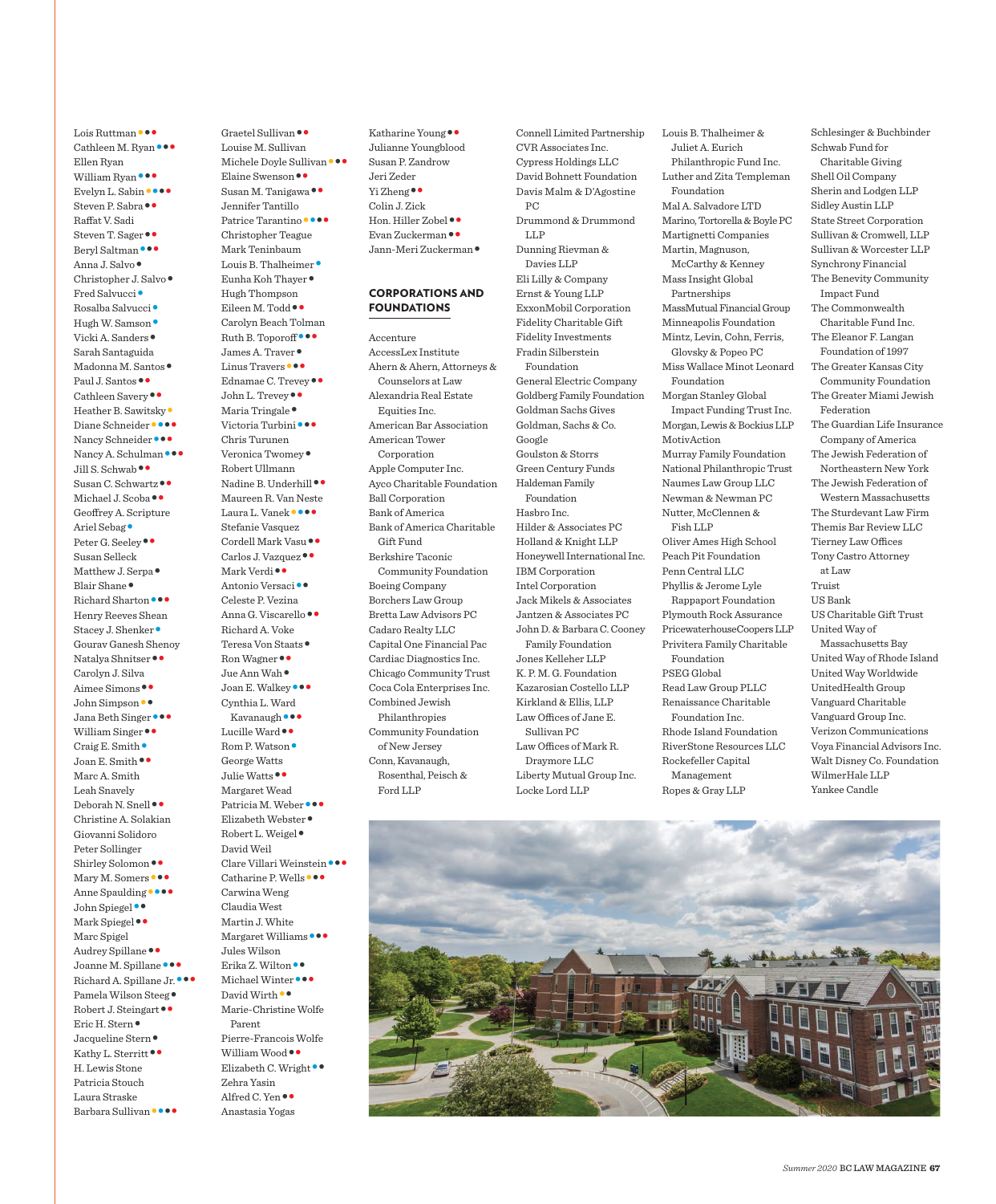Lois Ruttman
Cathleen M. Ryan
Ellen Ryan
William Ryan
Evelyn L. Sabin
Steven P. Sabra
Raffat V. Sadi
Steven T. Sager
Beryl Saltman
Anna J. Salvo
Christopher J. Salvo
Fred Salvucci
Rosalba Salvucci
Hugh W. Samson
Vicki A. Sanders
Sarah Santaguida
Madonna M. Santos
Paul J. Santos
Cathleen Savery
Heather B. Sawitsky
Diane Schneider
Nancy Schneider
Nancy A. Schulman
Jill S. Schwab
Susan C. Schwartz
Michael J. Scoba
Geoffrey A. Scripture
Ariel Sebag
Peter G. Seeley
Susan Selleck
Matthew J. Serpa
Blair Shane
Richard Sharton
Henry Reeves Shean
Stacey J. Shenker
Gourav Ganesh Shenoy
Natalya Shnitser
Carolyn J. Silva
Aimee Simons
John Simpson
Jana Beth Singer
William Singer
Craig E. Smith
Joan E. Smith
Marc A. Smith
Leah Snavely
Deborah N. Snell
Christine A. Solakian
Giovanni Solidoro
Peter Sollinger
Shirley Solomon
Mary M. Somers
Anne Spaulding
John Spiegel
Mark Spiegel
Marc Spigel
Audrey Spillane
Joanne M. Spillane
Richard A. Spillane Jr.
Pamela Wilson Steeg
Robert J. Steingart
Eric H. Stern
Jacqueline Stern
Kathy L. Sterritt
H. Lewis Stone
Patricia Stouch
Laura Straske
Barbara Sullivan
Graetel Sullivan
Louise M. Sullivan
Michele Doyle Sullivan
Elaine Swenson
Susan M. Tanigawa
Jennifer Tantillo
Patrice Tarantino
Christopher Teague
Mark Teninbaum
Louis B. Thalheimer
Eunha Koh Thayer
Hugh Thompson
Eileen M. Todd
Carolyn Beach Tolman
Ruth B. Toporoff
James A. Traver
Linus Travers
Ednamae C. Trevey
John L. Trevey
Maria Tringale
Victoria Turbini
Chris Turunen
Veronica Twomey
Robert Ullmann
Nadine B. Underhill
Maureen R. Van Neste
Laura L. Vanek
Stefanie Vasquez
Cordell Mark Vasu
Carlos J. Vazquez
Mark Verdi
Antonio Versaci
Celeste P. Vezina
Anna G. Viscarello
Richard A. Voke
Teresa Von Staats
Ron Wagner
Jue Ann Wah
Joan E. Walkey
Cynthia L. Ward Kavanaugh
Lucille Ward
Rom P. Watson
George Watts
Julie Watts
Margaret Wead
Patricia M. Weber
Elizabeth Webster
Robert L. Weigel
David Weil
Clare Villari Weinstein
Catharine P. Wells
Carwina Weng
Claudia West
Martin J. White
Margaret Williams
Jules Wilson
Erika Z. Wilton
Michael Winter
David Wirth
Marie-Christine Wolfe Parent
Pierre-Francois Wolfe
William Wood
Elizabeth C. Wright
Zehra Yasin
Alfred C. Yen
Anastasia Yogas
Katharine Young
Julianne Youngblood
Susan P. Zandrow
Jeri Zeder
Yi Zheng
Colin J. Zick
Hon. Hiller Zobel
Evan Zuckerman
Jann-Meri Zuckerman

## CORPORATIONS AND FOUNDATIONS

Accenture
AccessLex Institute
Ahern & Ahern, Attorneys & Counselors at Law
Alexandria Real Estate Equities Inc.
American Bar Association
American Tower Corporation
Apple Computer Inc.
Ayco Charitable Foundation
Ball Corporation
Bank of America
Bank of America Charitable Gift Fund
Berkshire Taconic Community Foundation
Boeing Company
Borchers Law Group
Bretta Law Advisors PC
Cadaro Realty LLC
Capital One Financial Pac
Cardiac Diagnostics Inc.
Chicago Community Trust
Coca Cola Enterprises Inc.
Combined Jewish Philanthropies
Community Foundation of New Jersey
Conn, Kavanaugh, Rosenthal, Peisch & Ford LLP
Connell Limited Partnership
CVR Associates Inc.
Cypress Holdings LLC
David Bohnett Foundation
Davis Malm & D'Agostine PC
Drummond & Drummond LLP
Dunning Rievman & Davies LLP
Eli Lilly & Company
Ernst & Young LLP
ExxonMobil Corporation
Fidelity Charitable Gift
Fidelity Investments
Fradin Silberstein Foundation
General Electric Company
Goldberg Family Foundation
Goldman Sachs Gives
Goldman, Sachs & Co.
Google
Goulston & Storrs
Green Century Funds
Haldeman Family Foundation
Hasbro Inc.
Hilder & Associates PC
Holland & Knight LLP
Honeywell International Inc.
IBM Corporation
Intel Corporation
Jack Mikels & Associates
Jantzen & Associates PC
John D. & Barbara C. Cooney Family Foundation
Jones Kelleher LLP
K. P. M. G. Foundation
Kazarosian Costello LLP
Kirkland & Ellis, LLP
Law Offices of Jane E. Sullivan PC
Law Offices of Mark R. Draymore LLC
Liberty Mutual Group Inc.
Locke Lord LLP
Louis B. Thalheimer & Juliet A. Eurich Philanthropic Fund Inc.
Luther and Zita Templeman Foundation
Mal A. Salvadore LTD
Marino, Tortorella & Boyle PC
Martignetti Companies
Martin, Magnuson, McCarthy & Kenney
Mass Insight Global Partnerships
MassMutual Financial Group
Minneapolis Foundation
Mintz, Levin, Cohn, Ferris, Glovsky & Popeo PC
Miss Wallace Minot Leonard Foundation
Morgan Stanley Global Impact Funding Trust Inc.
Morgan, Lewis & Bockius LLP
MotivAction
Murray Family Foundation
National Philanthropic Trust
Naumes Law Group LLC
Newman & Newman PC
Nutter, McClennen & Fish LLP
Oliver Ames High School
Peach Pit Foundation
Penn Central LLC
Phyllis & Jerome Lyle Rappaport Foundation
Plymouth Rock Assurance
PricewaterhouseCoopers LLP
Privitera Family Charitable Foundation
PSEG Global
Read Law Group PLLC
Renaissance Charitable Foundation Inc.
Rhode Island Foundation
RiverStone Resources LLC
Rockefeller Capital Management
Ropes & Gray LLP
Schlesinger & Buchbinder
Schwab Fund for Charitable Giving
Shell Oil Company
Sherin and Lodgen LLP
Sidley Austin LLP
State Street Corporation
Sullivan & Cromwell, LLP
Sullivan & Worcester LLP
Synchrony Financial
The Benevity Community Impact Fund
The Commonwealth Charitable Fund Inc.
The Eleanor F. Langan Foundation of 1997
The Greater Kansas City Community Foundation
The Greater Miami Jewish Federation
The Guardian Life Insurance Company of America
The Jewish Federation of Northeastern New York
The Jewish Federation of Western Massachusetts
The Sturdevant Law Firm
Themis Bar Review LLC
Tierney Law Offices
Tony Castro Attorney at Law
Truist
US Bank
US Charitable Gift Trust
United Way of Massachusetts Bay
United Way of Rhode Island
United Way Worldwide
UnitedHealth Group
Vanguard Charitable
Vanguard Group Inc.
Verizon Communications
Voya Financial Advisors Inc.
Walt Disney Co. Foundation
WilmerHale LLP
Yankee Candle